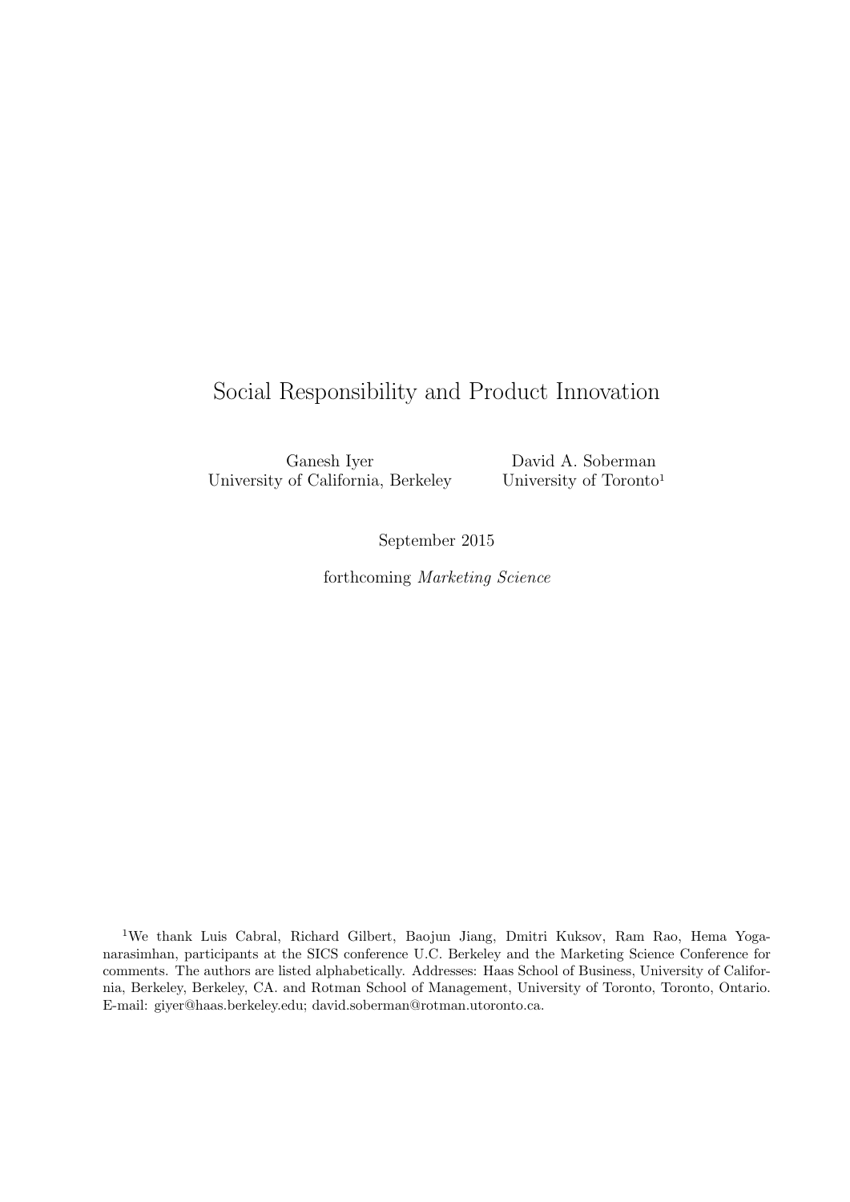# Social Responsibility and Product Innovation

Ganesh Iyer
University of California, Berkeley

David A. Soberman
University of Toronto[1]

September 2015

forthcoming *Marketing Science*

[1]We thank Luis Cabral, Richard Gilbert, Baojun Jiang, Dmitri Kuksov, Ram Rao, Hema Yoganarasimhan, participants at the SICS conference U.C. Berkeley and the Marketing Science Conference for comments. The authors are listed alphabetically. Addresses: Haas School of Business, University of California, Berkeley, Berkeley, CA. and Rotman School of Management, University of Toronto, Toronto, Ontario. E-mail: giyer@haas.berkeley.edu; david.soberman@rotman.utoronto.ca.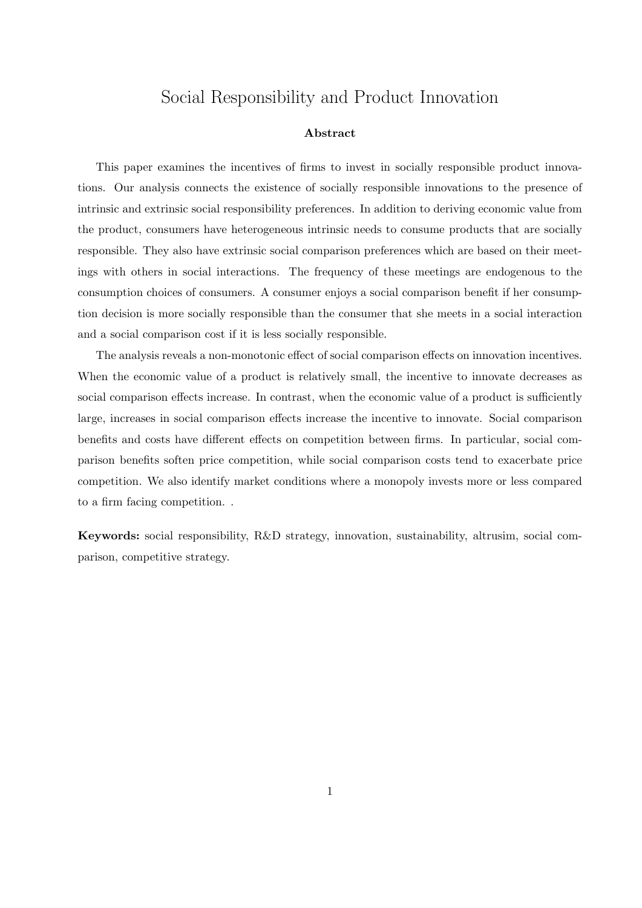# Social Responsibility and Product Innovation

**Abstract**

This paper examines the incentives of firms to invest in socially responsible product innovations. Our analysis connects the existence of socially responsible innovations to the presence of intrinsic and extrinsic social responsibility preferences. In addition to deriving economic value from the product, consumers have heterogeneous intrinsic needs to consume products that are socially responsible. They also have extrinsic social comparison preferences which are based on their meetings with others in social interactions. The frequency of these meetings are endogenous to the consumption choices of consumers. A consumer enjoys a social comparison benefit if her consumption decision is more socially responsible than the consumer that she meets in a social interaction and a social comparison cost if it is less socially responsible.

The analysis reveals a non-monotonic effect of social comparison effects on innovation incentives. When the economic value of a product is relatively small, the incentive to innovate decreases as social comparison effects increase. In contrast, when the economic value of a product is sufficiently large, increases in social comparison effects increase the incentive to innovate. Social comparison benefits and costs have different effects on competition between firms. In particular, social comparison benefits soften price competition, while social comparison costs tend to exacerbate price competition. We also identify market conditions where a monopoly invests more or less compared to a firm facing competition. .

**Keywords:** social responsibility, R&D strategy, innovation, sustainability, altrusim, social comparison, competitive strategy.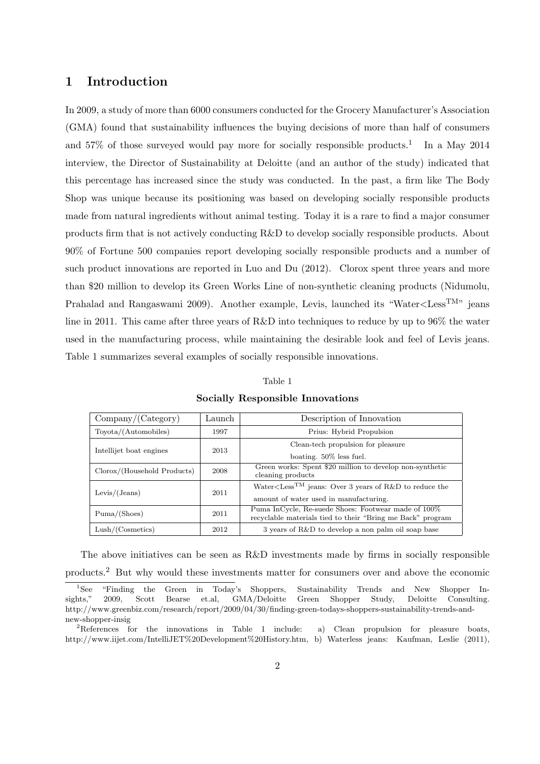## 1 Introduction

In 2009, a study of more than 6000 consumers conducted for the Grocery Manufacturer's Association (GMA) found that sustainability influences the buying decisions of more than half of consumers and 57% of those surveyed would pay more for socially responsible products.[1] In a May 2014 interview, the Director of Sustainability at Deloitte (and an author of the study) indicated that this percentage has increased since the study was conducted. In the past, a firm like The Body Shop was unique because its positioning was based on developing socially responsible products made from natural ingredients without animal testing. Today it is a rare to find a major consumer products firm that is not actively conducting R&D to develop socially responsible products. About 90% of Fortune 500 companies report developing socially responsible products and a number of such product innovations are reported in Luo and Du (2012). Clorox spent three years and more than $20 million to develop its Green Works Line of non-synthetic cleaning products (Nidumolu, Prahalad and Rangaswami 2009). Another example, Levis, launched its "Water<Less$^{TM}$" jeans line in 2011. This came after three years of R&D into techniques to reduce by up to 96% the water used in the manufacturing process, while maintaining the desirable look and feel of Levis jeans. Table 1 summarizes several examples of socially responsible innovations.

Table 1

**Socially Responsible Innovations**

| Company/(Category) | Launch | Description of Innovation |
|---|---|---|
| Toyota/(Automobiles) | 1997 | Prius: Hybrid Propulsion |
| Intellijet boat engines | 2013 | Clean-tech propulsion for pleasure boating. 50% less fuel. |
| Clorox/(Household Products) | 2008 | Green works: Spent $20 million to develop non-synthetic cleaning products |
| Levis/(Jeans) | 2011 | Water<Less$^{TM}$ jeans: Over 3 years of R&D to reduce the amount of water used in manufacturing. |
| Puma/(Shoes) | 2011 | Puma InCycle, Re-suede Shoes: Footwear made of 100% recyclable materials tied to their "Bring me Back" program |
| Lush/(Cosmetics) | 2012 | 3 years of R&D to develop a non palm oil soap base |

The above initiatives can be seen as R&D investments made by firms in socially responsible products.[2] But why would these investments matter for consumers over and above the economic

[1] See "Finding the Green in Today's Shoppers, Sustainability Trends and New Shopper Insights," 2009, Scott Bearse et.al, GMA/Deloitte Green Shopper Study, Deloitte Consulting. http://www.greenbiz.com/research/report/2009/04/30/finding-green-todays-shoppers-sustainability-trends-and-new-shopper-insig

[2] References for the innovations in Table 1 include: a) Clean propulsion for pleasure boats, http://www.iijet.com/IntelliJET%20Development%20History.htm, b) Waterless jeans: Kaufman, Leslie (2011),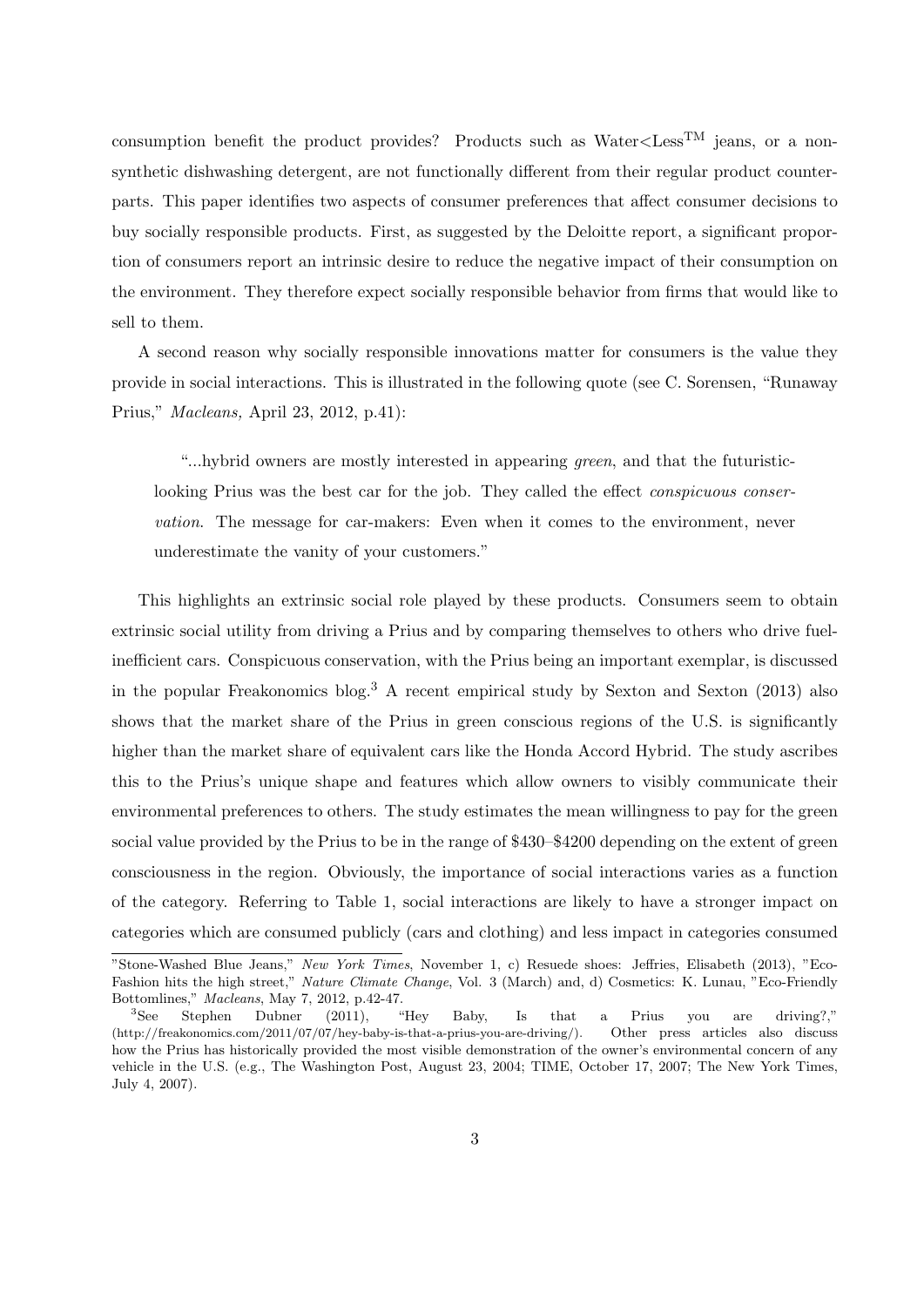consumption benefit the product provides? Products such as Water<Less™ jeans, or a non-synthetic dishwashing detergent, are not functionally different from their regular product counterparts. This paper identifies two aspects of consumer preferences that affect consumer decisions to buy socially responsible products. First, as suggested by the Deloitte report, a significant proportion of consumers report an intrinsic desire to reduce the negative impact of their consumption on the environment. They therefore expect socially responsible behavior from firms that would like to sell to them.

A second reason why socially responsible innovations matter for consumers is the value they provide in social interactions. This is illustrated in the following quote (see C. Sorensen, "Runaway Prius," *Macleans,* April 23, 2012, p.41):

> "...hybrid owners are mostly interested in appearing *green*, and that the futuristic-looking Prius was the best car for the job. They called the effect *conspicuous conservation*. The message for car-makers: Even when it comes to the environment, never underestimate the vanity of your customers."

This highlights an extrinsic social role played by these products. Consumers seem to obtain extrinsic social utility from driving a Prius and by comparing themselves to others who drive fuel-inefficient cars. Conspicuous conservation, with the Prius being an important exemplar, is discussed in the popular Freakonomics blog.[3] A recent empirical study by Sexton and Sexton (2013) also shows that the market share of the Prius in green conscious regions of the U.S. is significantly higher than the market share of equivalent cars like the Honda Accord Hybrid. The study ascribes this to the Prius's unique shape and features which allow owners to visibly communicate their environmental preferences to others. The study estimates the mean willingness to pay for the green social value provided by the Prius to be in the range of \$430–\$4200 depending on the extent of green consciousness in the region. Obviously, the importance of social interactions varies as a function of the category. Referring to Table 1, social interactions are likely to have a stronger impact on categories which are consumed publicly (cars and clothing) and less impact in categories consumed

---

"Stone-Washed Blue Jeans," *New York Times*, November 1, c) Resuede shoes: Jeffries, Elisabeth (2013), "Eco-Fashion hits the high street," *Nature Climate Change*, Vol. 3 (March) and, d) Cosmetics: K. Lunau, "Eco-Friendly Bottomlines," *Macleans*, May 7, 2012, p.42-47.

[3] See Stephen Dubner (2011), "Hey Baby, Is that a Prius you are driving?," (http://freakonomics.com/2011/07/07/hey-baby-is-that-a-prius-you-are-driving/). Other press articles also discuss how the Prius has historically provided the most visible demonstration of the owner's environmental concern of any vehicle in the U.S. (e.g., The Washington Post, August 23, 2004; TIME, October 17, 2007; The New York Times, July 4, 2007).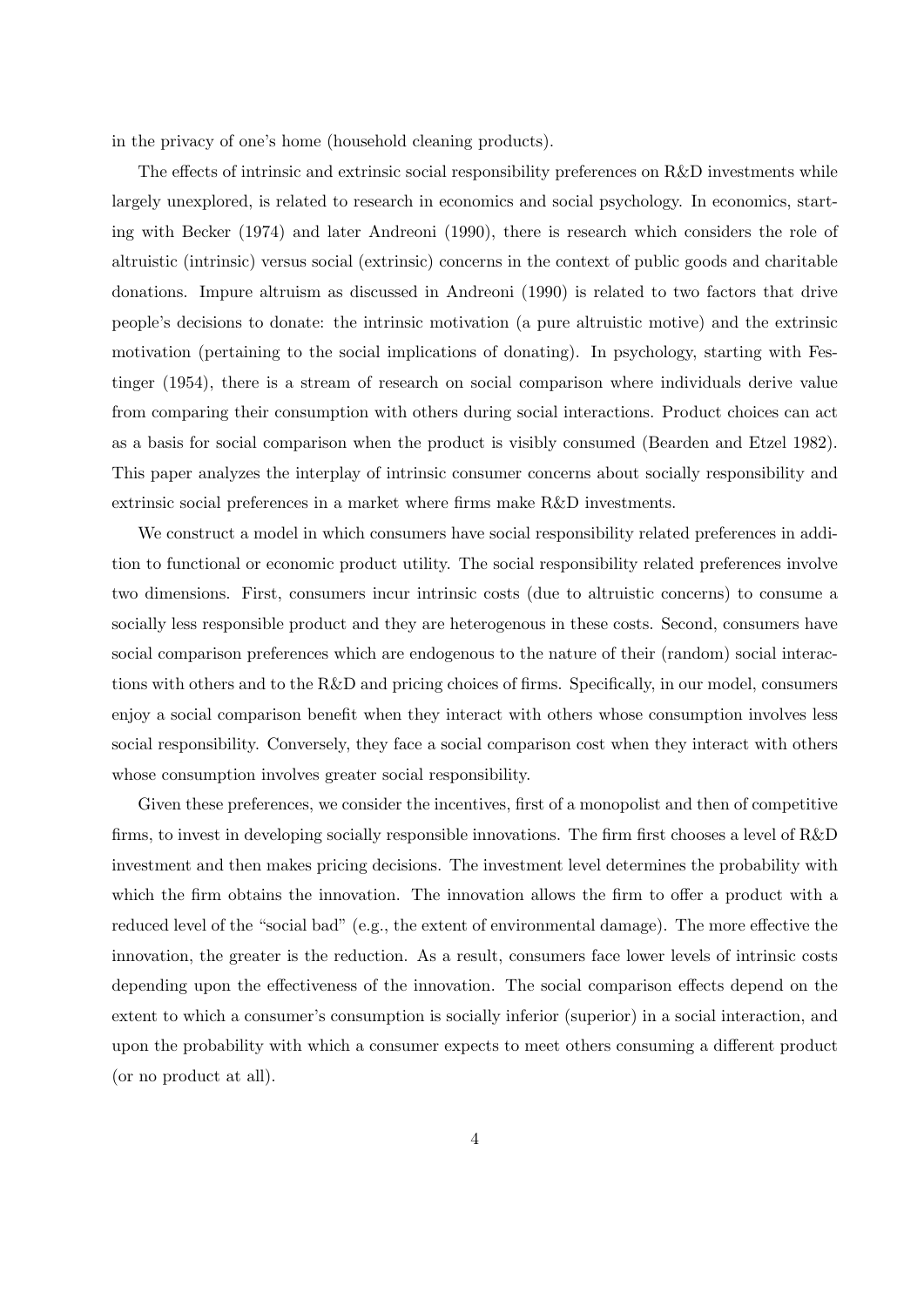in the privacy of one's home (household cleaning products).

The effects of intrinsic and extrinsic social responsibility preferences on R&D investments while largely unexplored, is related to research in economics and social psychology. In economics, starting with Becker (1974) and later Andreoni (1990), there is research which considers the role of altruistic (intrinsic) versus social (extrinsic) concerns in the context of public goods and charitable donations. Impure altruism as discussed in Andreoni (1990) is related to two factors that drive people's decisions to donate: the intrinsic motivation (a pure altruistic motive) and the extrinsic motivation (pertaining to the social implications of donating). In psychology, starting with Festinger (1954), there is a stream of research on social comparison where individuals derive value from comparing their consumption with others during social interactions. Product choices can act as a basis for social comparison when the product is visibly consumed (Bearden and Etzel 1982). This paper analyzes the interplay of intrinsic consumer concerns about socially responsibility and extrinsic social preferences in a market where firms make R&D investments.

We construct a model in which consumers have social responsibility related preferences in addition to functional or economic product utility. The social responsibility related preferences involve two dimensions. First, consumers incur intrinsic costs (due to altruistic concerns) to consume a socially less responsible product and they are heterogenous in these costs. Second, consumers have social comparison preferences which are endogenous to the nature of their (random) social interactions with others and to the R&D and pricing choices of firms. Specifically, in our model, consumers enjoy a social comparison benefit when they interact with others whose consumption involves less social responsibility. Conversely, they face a social comparison cost when they interact with others whose consumption involves greater social responsibility.

Given these preferences, we consider the incentives, first of a monopolist and then of competitive firms, to invest in developing socially responsible innovations. The firm first chooses a level of R&D investment and then makes pricing decisions. The investment level determines the probability with which the firm obtains the innovation. The innovation allows the firm to offer a product with a reduced level of the "social bad" (e.g., the extent of environmental damage). The more effective the innovation, the greater is the reduction. As a result, consumers face lower levels of intrinsic costs depending upon the effectiveness of the innovation. The social comparison effects depend on the extent to which a consumer's consumption is socially inferior (superior) in a social interaction, and upon the probability with which a consumer expects to meet others consuming a different product (or no product at all).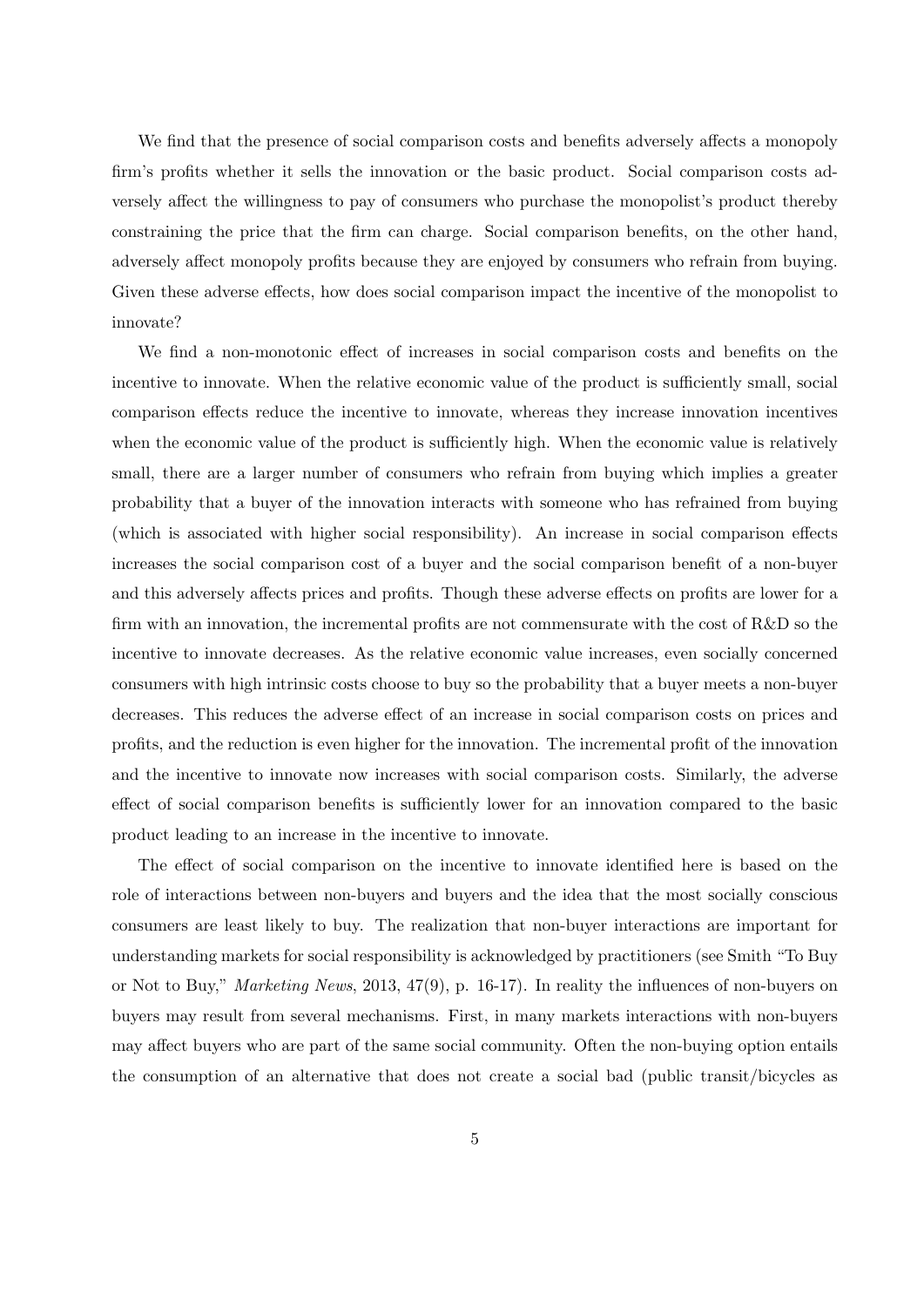We find that the presence of social comparison costs and benefits adversely affects a monopoly firm's profits whether it sells the innovation or the basic product. Social comparison costs adversely affect the willingness to pay of consumers who purchase the monopolist's product thereby constraining the price that the firm can charge. Social comparison benefits, on the other hand, adversely affect monopoly profits because they are enjoyed by consumers who refrain from buying. Given these adverse effects, how does social comparison impact the incentive of the monopolist to innovate?

We find a non-monotonic effect of increases in social comparison costs and benefits on the incentive to innovate. When the relative economic value of the product is sufficiently small, social comparison effects reduce the incentive to innovate, whereas they increase innovation incentives when the economic value of the product is sufficiently high. When the economic value is relatively small, there are a larger number of consumers who refrain from buying which implies a greater probability that a buyer of the innovation interacts with someone who has refrained from buying (which is associated with higher social responsibility). An increase in social comparison effects increases the social comparison cost of a buyer and the social comparison benefit of a non-buyer and this adversely affects prices and profits. Though these adverse effects on profits are lower for a firm with an innovation, the incremental profits are not commensurate with the cost of R&D so the incentive to innovate decreases. As the relative economic value increases, even socially concerned consumers with high intrinsic costs choose to buy so the probability that a buyer meets a non-buyer decreases. This reduces the adverse effect of an increase in social comparison costs on prices and profits, and the reduction is even higher for the innovation. The incremental profit of the innovation and the incentive to innovate now increases with social comparison costs. Similarly, the adverse effect of social comparison benefits is sufficiently lower for an innovation compared to the basic product leading to an increase in the incentive to innovate.

The effect of social comparison on the incentive to innovate identified here is based on the role of interactions between non-buyers and buyers and the idea that the most socially conscious consumers are least likely to buy. The realization that non-buyer interactions are important for understanding markets for social responsibility is acknowledged by practitioners (see Smith "To Buy or Not to Buy," *Marketing News*, 2013, 47(9), p. 16-17). In reality the influences of non-buyers on buyers may result from several mechanisms. First, in many markets interactions with non-buyers may affect buyers who are part of the same social community. Often the non-buying option entails the consumption of an alternative that does not create a social bad (public transit/bicycles as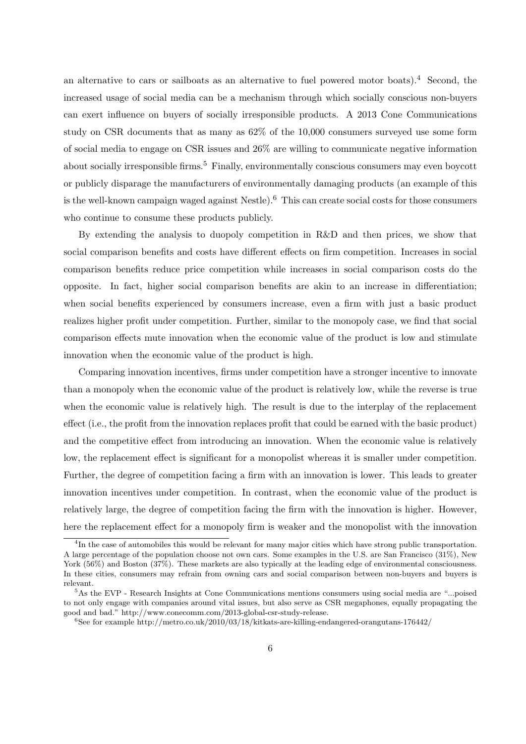an alternative to cars or sailboats as an alternative to fuel powered motor boats).[4] Second, the increased usage of social media can be a mechanism through which socially conscious non-buyers can exert influence on buyers of socially irresponsible products. A 2013 Cone Communications study on CSR documents that as many as 62% of the 10,000 consumers surveyed use some form of social media to engage on CSR issues and 26% are willing to communicate negative information about socially irresponsible firms.[5] Finally, environmentally conscious consumers may even boycott or publicly disparage the manufacturers of environmentally damaging products (an example of this is the well-known campaign waged against Nestle).[6] This can create social costs for those consumers who continue to consume these products publicly.

By extending the analysis to duopoly competition in R&D and then prices, we show that social comparison benefits and costs have different effects on firm competition. Increases in social comparison benefits reduce price competition while increases in social comparison costs do the opposite. In fact, higher social comparison benefits are akin to an increase in differentiation; when social benefits experienced by consumers increase, even a firm with just a basic product realizes higher profit under competition. Further, similar to the monopoly case, we find that social comparison effects mute innovation when the economic value of the product is low and stimulate innovation when the economic value of the product is high.

Comparing innovation incentives, firms under competition have a stronger incentive to innovate than a monopoly when the economic value of the product is relatively low, while the reverse is true when the economic value is relatively high. The result is due to the interplay of the replacement effect (i.e., the profit from the innovation replaces profit that could be earned with the basic product) and the competitive effect from introducing an innovation. When the economic value is relatively low, the replacement effect is significant for a monopolist whereas it is smaller under competition. Further, the degree of competition facing a firm with an innovation is lower. This leads to greater innovation incentives under competition. In contrast, when the economic value of the product is relatively large, the degree of competition facing the firm with the innovation is higher. However, here the replacement effect for a monopoly firm is weaker and the monopolist with the innovation

[4] In the case of automobiles this would be relevant for many major cities which have strong public transportation. A large percentage of the population choose not own cars. Some examples in the U.S. are San Francisco (31%), New York (56%) and Boston (37%). These markets are also typically at the leading edge of environmental consciousness. In these cities, consumers may refrain from owning cars and social comparison between non-buyers and buyers is relevant.

[5] As the EVP - Research Insights at Cone Communications mentions consumers using social media are "...poised to not only engage with companies around vital issues, but also serve as CSR megaphones, equally propagating the good and bad." http://www.conecomm.com/2013-global-csr-study-release.

[6] See for example http://metro.co.uk/2010/03/18/kitkats-are-killing-endangered-orangutans-176442/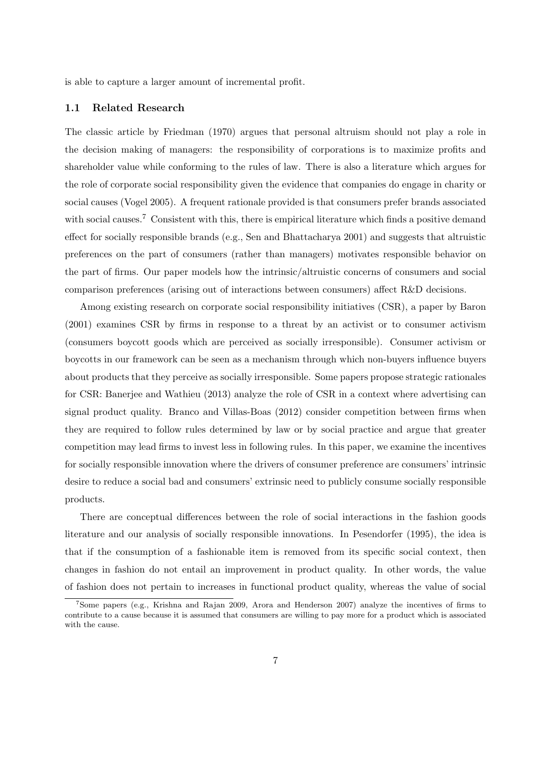is able to capture a larger amount of incremental profit.

### 1.1 Related Research

The classic article by Friedman (1970) argues that personal altruism should not play a role in the decision making of managers: the responsibility of corporations is to maximize profits and shareholder value while conforming to the rules of law. There is also a literature which argues for the role of corporate social responsibility given the evidence that companies do engage in charity or social causes (Vogel 2005). A frequent rationale provided is that consumers prefer brands associated with social causes.[7] Consistent with this, there is empirical literature which finds a positive demand effect for socially responsible brands (e.g., Sen and Bhattacharya 2001) and suggests that altruistic preferences on the part of consumers (rather than managers) motivates responsible behavior on the part of firms. Our paper models how the intrinsic/altruistic concerns of consumers and social comparison preferences (arising out of interactions between consumers) affect R&D decisions.

Among existing research on corporate social responsibility initiatives (CSR), a paper by Baron (2001) examines CSR by firms in response to a threat by an activist or to consumer activism (consumers boycott goods which are perceived as socially irresponsible). Consumer activism or boycotts in our framework can be seen as a mechanism through which non-buyers influence buyers about products that they perceive as socially irresponsible. Some papers propose strategic rationales for CSR: Banerjee and Wathieu (2013) analyze the role of CSR in a context where advertising can signal product quality. Branco and Villas-Boas (2012) consider competition between firms when they are required to follow rules determined by law or by social practice and argue that greater competition may lead firms to invest less in following rules. In this paper, we examine the incentives for socially responsible innovation where the drivers of consumer preference are consumers' intrinsic desire to reduce a social bad and consumers' extrinsic need to publicly consume socially responsible products.

There are conceptual differences between the role of social interactions in the fashion goods literature and our analysis of socially responsible innovations. In Pesendorfer (1995), the idea is that if the consumption of a fashionable item is removed from its specific social context, then changes in fashion do not entail an improvement in product quality. In other words, the value of fashion does not pertain to increases in functional product quality, whereas the value of social

[7] Some papers (e.g., Krishna and Rajan 2009, Arora and Henderson 2007) analyze the incentives of firms to contribute to a cause because it is assumed that consumers are willing to pay more for a product which is associated with the cause.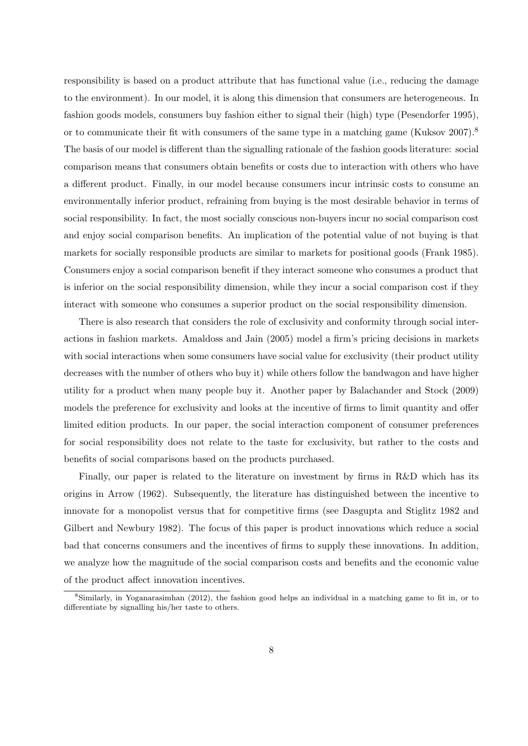responsibility is based on a product attribute that has functional value (i.e., reducing the damage to the environment). In our model, it is along this dimension that consumers are heterogeneous. In fashion goods models, consumers buy fashion either to signal their (high) type (Pesendorfer 1995), or to communicate their fit with consumers of the same type in a matching game (Kuksov 2007).[8] The basis of our model is different than the signalling rationale of the fashion goods literature: social comparison means that consumers obtain benefits or costs due to interaction with others who have a different product. Finally, in our model because consumers incur intrinsic costs to consume an environmentally inferior product, refraining from buying is the most desirable behavior in terms of social responsibility. In fact, the most socially conscious non-buyers incur no social comparison cost and enjoy social comparison benefits. An implication of the potential value of not buying is that markets for socially responsible products are similar to markets for positional goods (Frank 1985). Consumers enjoy a social comparison benefit if they interact someone who consumes a product that is inferior on the social responsibility dimension, while they incur a social comparison cost if they interact with someone who consumes a superior product on the social responsibility dimension.

There is also research that considers the role of exclusivity and conformity through social interactions in fashion markets. Amaldoss and Jain (2005) model a firm's pricing decisions in markets with social interactions when some consumers have social value for exclusivity (their product utility decreases with the number of others who buy it) while others follow the bandwagon and have higher utility for a product when many people buy it. Another paper by Balachander and Stock (2009) models the preference for exclusivity and looks at the incentive of firms to limit quantity and offer limited edition products. In our paper, the social interaction component of consumer preferences for social responsibility does not relate to the taste for exclusivity, but rather to the costs and benefits of social comparisons based on the products purchased.

Finally, our paper is related to the literature on investment by firms in R&D which has its origins in Arrow (1962). Subsequently, the literature has distinguished between the incentive to innovate for a monopolist versus that for competitive firms (see Dasgupta and Stiglitz 1982 and Gilbert and Newbury 1982). The focus of this paper is product innovations which reduce a social bad that concerns consumers and the incentives of firms to supply these innovations. In addition, we analyze how the magnitude of the social comparison costs and benefits and the economic value of the product affect innovation incentives.

[8] Similarly, in Yoganarasimhan (2012), the fashion good helps an individual in a matching game to fit in, or to differentiate by signalling his/her taste to others.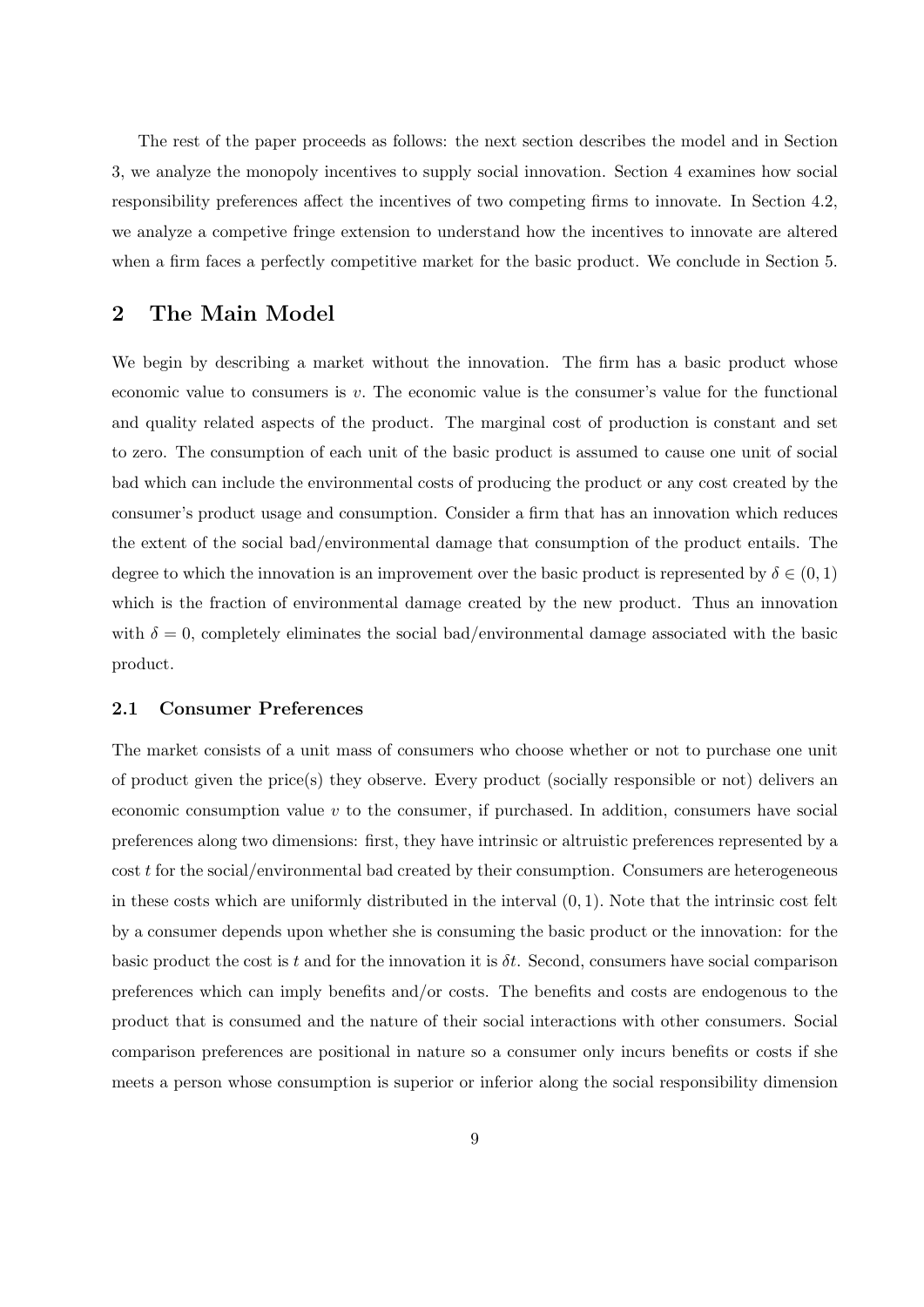The rest of the paper proceeds as follows: the next section describes the model and in Section 3, we analyze the monopoly incentives to supply social innovation. Section 4 examines how social responsibility preferences affect the incentives of two competing firms to innovate. In Section 4.2, we analyze a competive fringe extension to understand how the incentives to innovate are altered when a firm faces a perfectly competitive market for the basic product. We conclude in Section 5.

## 2 The Main Model

We begin by describing a market without the innovation. The firm has a basic product whose economic value to consumers is $v$. The economic value is the consumer's value for the functional and quality related aspects of the product. The marginal cost of production is constant and set to zero. The consumption of each unit of the basic product is assumed to cause one unit of social bad which can include the environmental costs of producing the product or any cost created by the consumer's product usage and consumption. Consider a firm that has an innovation which reduces the extent of the social bad/environmental damage that consumption of the product entails. The degree to which the innovation is an improvement over the basic product is represented by $\delta \in (0, 1)$ which is the fraction of environmental damage created by the new product. Thus an innovation with $\delta = 0$, completely eliminates the social bad/environmental damage associated with the basic product.

### 2.1 Consumer Preferences

The market consists of a unit mass of consumers who choose whether or not to purchase one unit of product given the price(s) they observe. Every product (socially responsible or not) delivers an economic consumption value $v$ to the consumer, if purchased. In addition, consumers have social preferences along two dimensions: first, they have intrinsic or altruistic preferences represented by a cost $t$ for the social/environmental bad created by their consumption. Consumers are heterogeneous in these costs which are uniformly distributed in the interval $(0, 1)$. Note that the intrinsic cost felt by a consumer depends upon whether she is consuming the basic product or the innovation: for the basic product the cost is $t$ and for the innovation it is $\delta t$. Second, consumers have social comparison preferences which can imply benefits and/or costs. The benefits and costs are endogenous to the product that is consumed and the nature of their social interactions with other consumers. Social comparison preferences are positional in nature so a consumer only incurs benefits or costs if she meets a person whose consumption is superior or inferior along the social responsibility dimension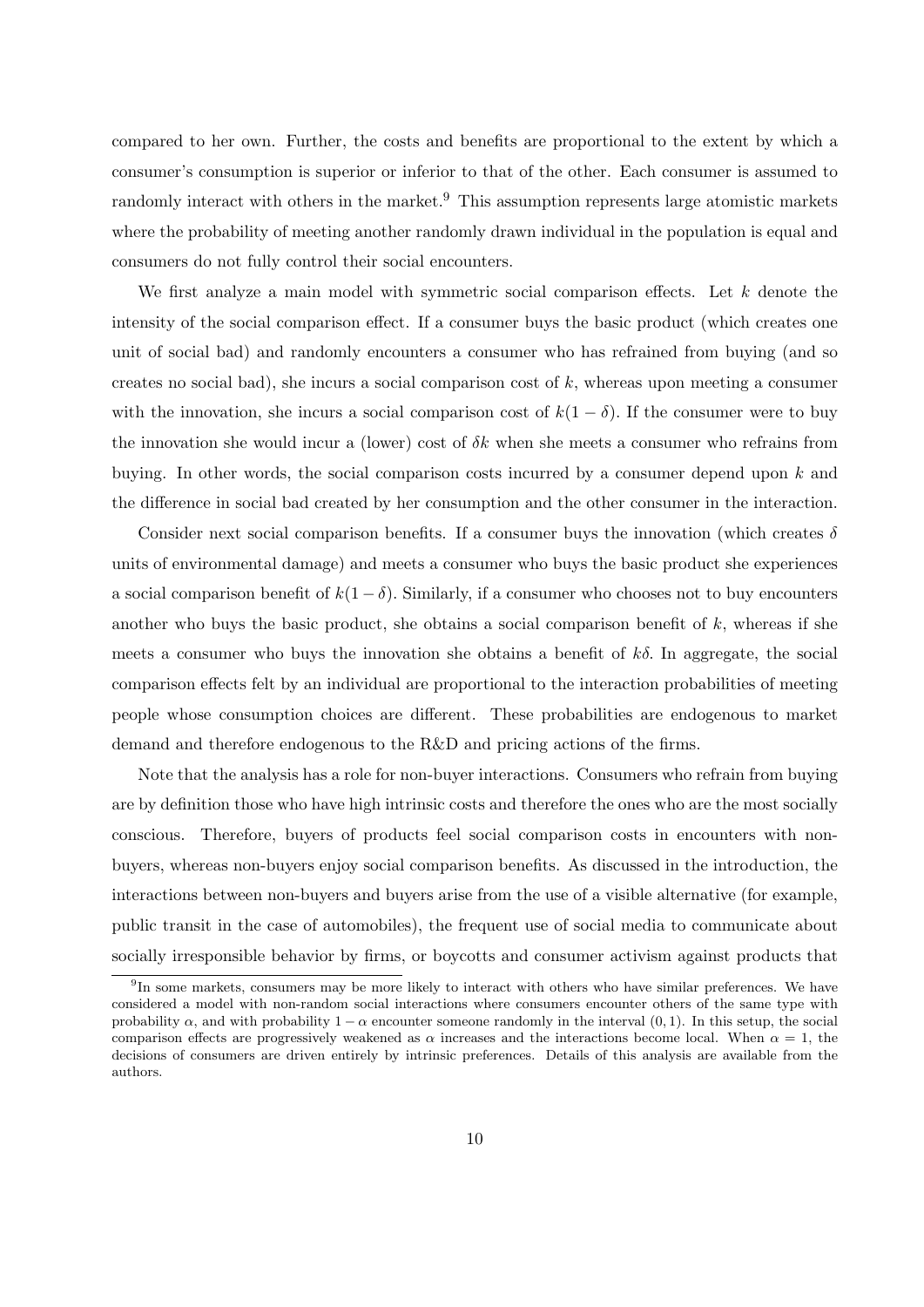compared to her own. Further, the costs and benefits are proportional to the extent by which a consumer's consumption is superior or inferior to that of the other. Each consumer is assumed to randomly interact with others in the market.[9] This assumption represents large atomistic markets where the probability of meeting another randomly drawn individual in the population is equal and consumers do not fully control their social encounters.

We first analyze a main model with symmetric social comparison effects. Let $k$ denote the intensity of the social comparison effect. If a consumer buys the basic product (which creates one unit of social bad) and randomly encounters a consumer who has refrained from buying (and so creates no social bad), she incurs a social comparison cost of $k$, whereas upon meeting a consumer with the innovation, she incurs a social comparison cost of $k(1-\delta)$. If the consumer were to buy the innovation she would incur a (lower) cost of $\delta k$ when she meets a consumer who refrains from buying. In other words, the social comparison costs incurred by a consumer depend upon $k$ and the difference in social bad created by her consumption and the other consumer in the interaction.

Consider next social comparison benefits. If a consumer buys the innovation (which creates $\delta$ units of environmental damage) and meets a consumer who buys the basic product she experiences a social comparison benefit of $k(1-\delta)$. Similarly, if a consumer who chooses not to buy encounters another who buys the basic product, she obtains a social comparison benefit of $k$, whereas if she meets a consumer who buys the innovation she obtains a benefit of $k\delta$. In aggregate, the social comparison effects felt by an individual are proportional to the interaction probabilities of meeting people whose consumption choices are different. These probabilities are endogenous to market demand and therefore endogenous to the R&D and pricing actions of the firms.

Note that the analysis has a role for non-buyer interactions. Consumers who refrain from buying are by definition those who have high intrinsic costs and therefore the ones who are the most socially conscious. Therefore, buyers of products feel social comparison costs in encounters with non-buyers, whereas non-buyers enjoy social comparison benefits. As discussed in the introduction, the interactions between non-buyers and buyers arise from the use of a visible alternative (for example, public transit in the case of automobiles), the frequent use of social media to communicate about socially irresponsible behavior by firms, or boycotts and consumer activism against products that

[9] In some markets, consumers may be more likely to interact with others who have similar preferences. We have considered a model with non-random social interactions where consumers encounter others of the same type with probability $\alpha$, and with probability $1-\alpha$ encounter someone randomly in the interval $(0,1)$. In this setup, the social comparison effects are progressively weakened as $\alpha$ increases and the interactions become local. When $\alpha = 1$, the decisions of consumers are driven entirely by intrinsic preferences. Details of this analysis are available from the authors.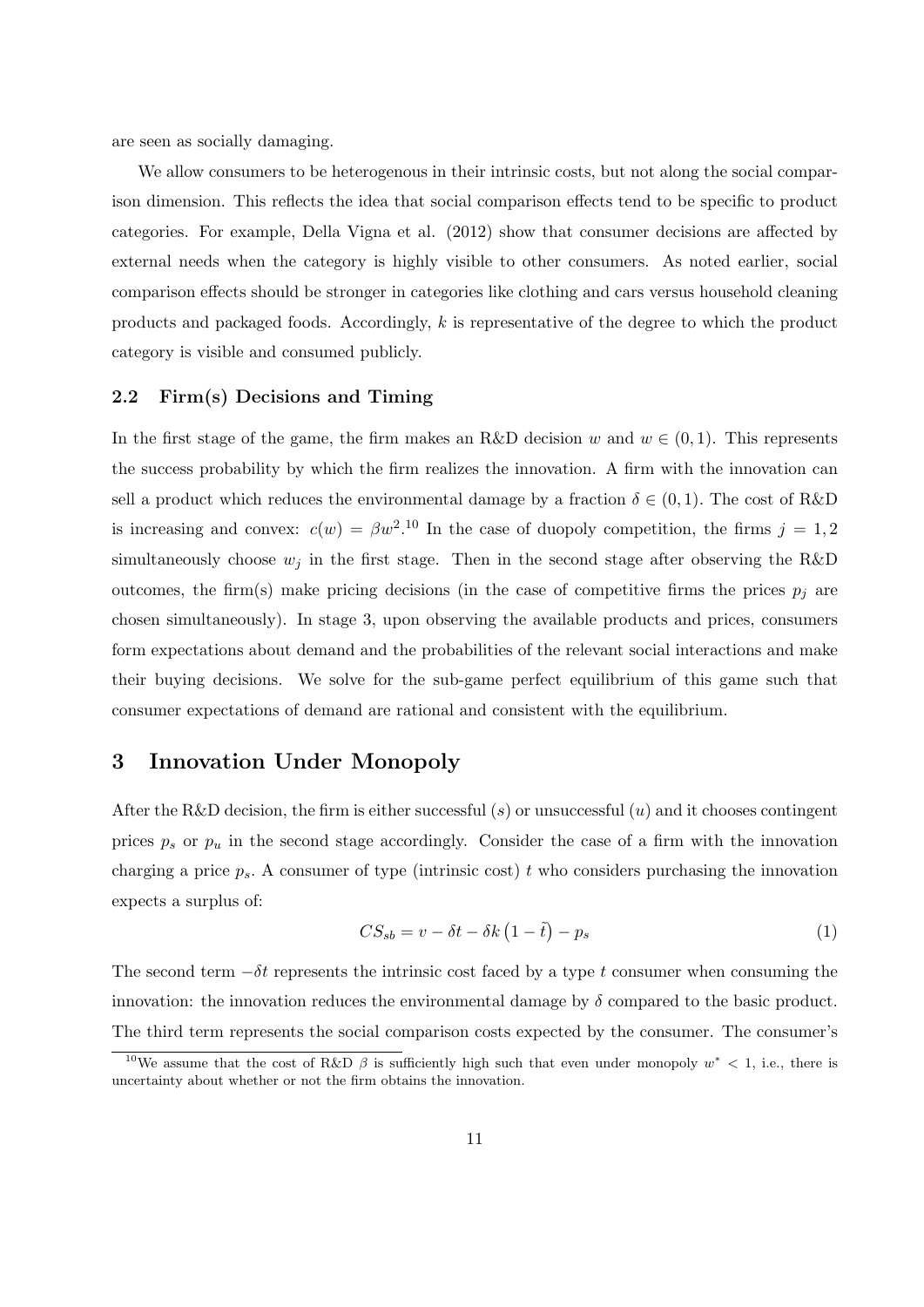are seen as socially damaging.

We allow consumers to be heterogenous in their intrinsic costs, but not along the social comparison dimension. This reflects the idea that social comparison effects tend to be specific to product categories. For example, Della Vigna et al. (2012) show that consumer decisions are affected by external needs when the category is highly visible to other consumers. As noted earlier, social comparison effects should be stronger in categories like clothing and cars versus household cleaning products and packaged foods. Accordingly, $k$ is representative of the degree to which the product category is visible and consumed publicly.

### 2.2 Firm(s) Decisions and Timing

In the first stage of the game, the firm makes an R&D decision $w$ and $w \in (0, 1)$. This represents the success probability by which the firm realizes the innovation. A firm with the innovation can sell a product which reduces the environmental damage by a fraction $\delta \in (0, 1)$. The cost of R&D is increasing and convex: $c(w) = \beta w^2$.[10] In the case of duopoly competition, the firms $j = 1, 2$ simultaneously choose $w_j$ in the first stage. Then in the second stage after observing the R&D outcomes, the firm(s) make pricing decisions (in the case of competitive firms the prices $p_j$ are chosen simultaneously). In stage 3, upon observing the available products and prices, consumers form expectations about demand and the probabilities of the relevant social interactions and make their buying decisions. We solve for the sub-game perfect equilibrium of this game such that consumer expectations of demand are rational and consistent with the equilibrium.

## 3 Innovation Under Monopoly

After the R&D decision, the firm is either successful ($s$) or unsuccessful ($u$) and it chooses contingent prices $p_s$ or $p_u$ in the second stage accordingly. Consider the case of a firm with the innovation charging a price $p_s$. A consumer of type (intrinsic cost) $t$ who considers purchasing the innovation expects a surplus of:

$$CS_{sb} = v - \delta t - \delta k \left(1 - \tilde{t}\right) - p_s \tag{1}$$

The second term $-\delta t$ represents the intrinsic cost faced by a type $t$ consumer when consuming the innovation: the innovation reduces the environmental damage by $\delta$ compared to the basic product. The third term represents the social comparison costs expected by the consumer. The consumer's

[10] We assume that the cost of R&D $\beta$ is sufficiently high such that even under monopoly $w^* < 1$, i.e., there is uncertainty about whether or not the firm obtains the innovation.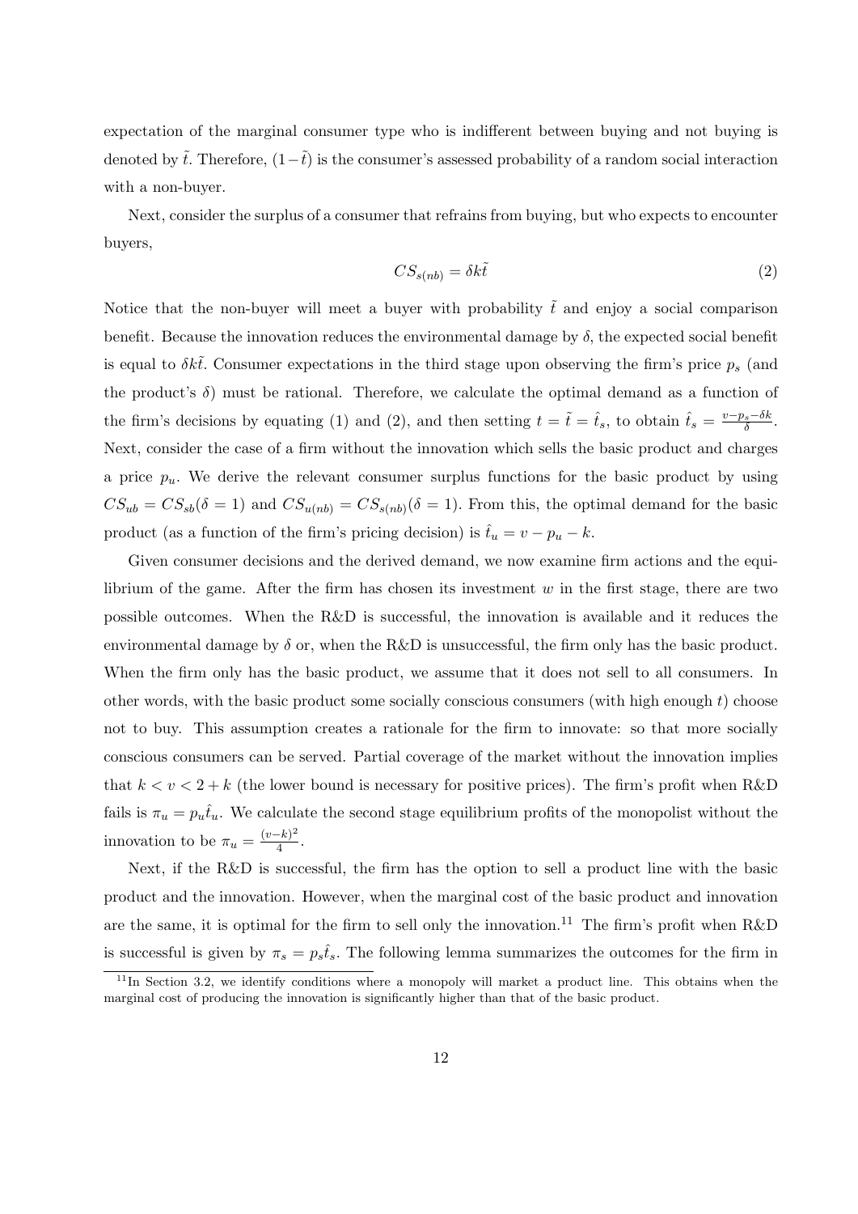expectation of the marginal consumer type who is indifferent between buying and not buying is denoted by $\tilde{t}$. Therefore, $(1-\tilde{t})$ is the consumer's assessed probability of a random social interaction with a non-buyer.

Next, consider the surplus of a consumer that refrains from buying, but who expects to encounter buyers,

$$CS_{s(nb)} = \delta k \tilde{t} \tag{2}$$

Notice that the non-buyer will meet a buyer with probability $\tilde{t}$ and enjoy a social comparison benefit. Because the innovation reduces the environmental damage by $\delta$, the expected social benefit is equal to $\delta k \tilde{t}$. Consumer expectations in the third stage upon observing the firm's price $p_s$ (and the product's $\delta$) must be rational. Therefore, we calculate the optimal demand as a function of the firm's decisions by equating (1) and (2), and then setting $t = \tilde{t} = \hat{t}_s$, to obtain $\hat{t}_s = \frac{v - p_s - \delta k}{\delta}$. Next, consider the case of a firm without the innovation which sells the basic product and charges a price $p_u$. We derive the relevant consumer surplus functions for the basic product by using $CS_{ub} = CS_{sb}(\delta = 1)$ and $CS_{u(nb)} = CS_{s(nb)}(\delta = 1)$. From this, the optimal demand for the basic product (as a function of the firm's pricing decision) is $\hat{t}_u = v - p_u - k$.

Given consumer decisions and the derived demand, we now examine firm actions and the equilibrium of the game. After the firm has chosen its investment $w$ in the first stage, there are two possible outcomes. When the R&D is successful, the innovation is available and it reduces the environmental damage by $\delta$ or, when the R&D is unsuccessful, the firm only has the basic product. When the firm only has the basic product, we assume that it does not sell to all consumers. In other words, with the basic product some socially conscious consumers (with high enough $t$) choose not to buy. This assumption creates a rationale for the firm to innovate: so that more socially conscious consumers can be served. Partial coverage of the market without the innovation implies that $k < v < 2 + k$ (the lower bound is necessary for positive prices). The firm's profit when R&D fails is $\pi_u = p_u \hat{t}_u$. We calculate the second stage equilibrium profits of the monopolist without the innovation to be $\pi_u = \frac{(v-k)^2}{4}$.

Next, if the R&D is successful, the firm has the option to sell a product line with the basic product and the innovation. However, when the marginal cost of the basic product and innovation are the same, it is optimal for the firm to sell only the innovation.[11] The firm's profit when R&D is successful is given by $\pi_s = p_s \hat{t}_s$. The following lemma summarizes the outcomes for the firm in

[11] In Section 3.2, we identify conditions where a monopoly will market a product line. This obtains when the marginal cost of producing the innovation is significantly higher than that of the basic product.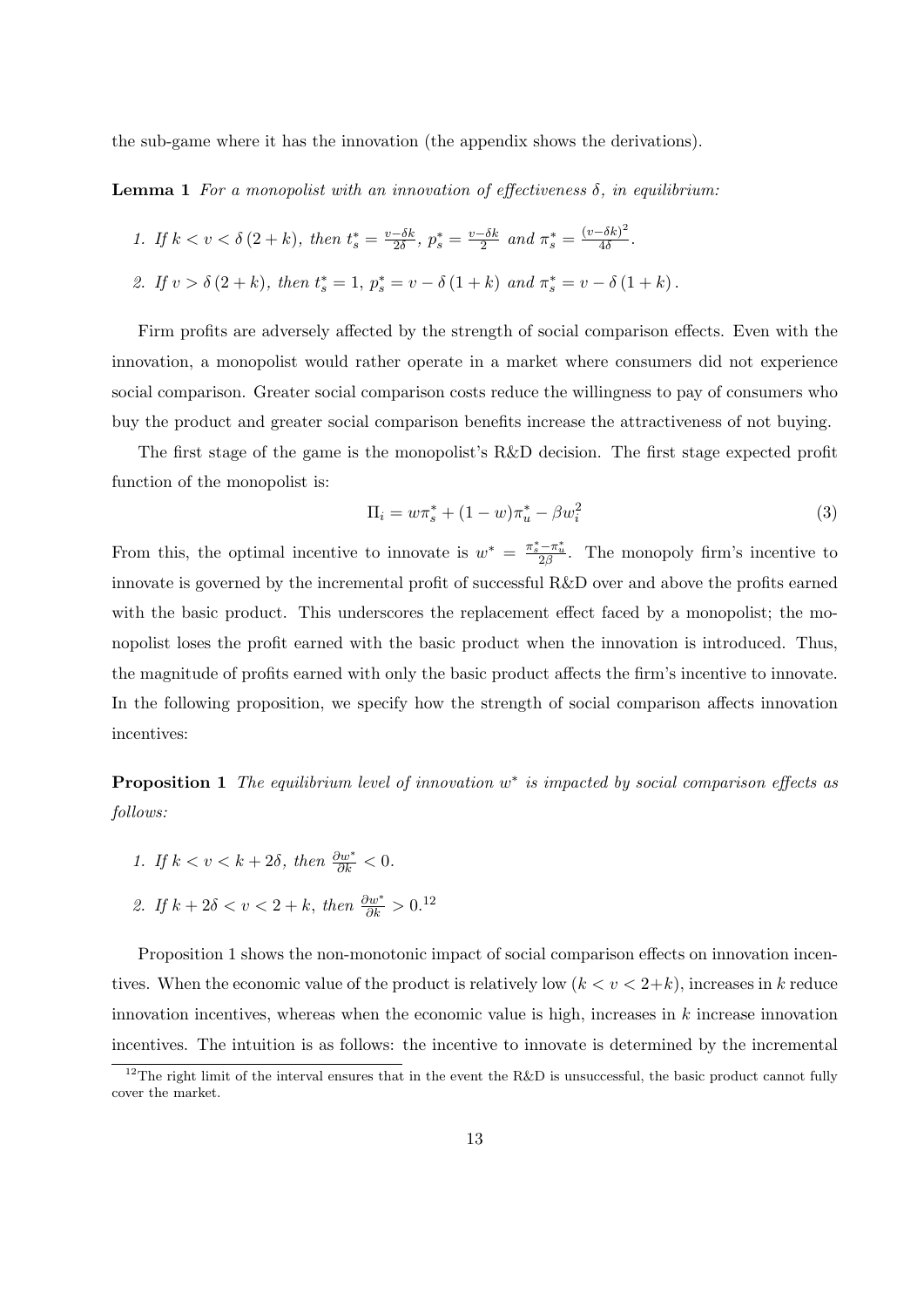the sub-game where it has the innovation (the appendix shows the derivations).

**Lemma 1** *For a monopolist with an innovation of effectiveness $\delta$, in equilibrium:*

1. *If $k < v < \delta(2+k)$, then $t_s^* = \frac{v-\delta k}{2\delta}$, $p_s^* = \frac{v-\delta k}{2}$ and $\pi_s^* = \frac{(v-\delta k)^2}{4\delta}$.*
2. *If $v > \delta(2+k)$, then $t_s^* = 1$, $p_s^* = v - \delta(1+k)$ and $\pi_s^* = v - \delta(1+k)$.*

Firm profits are adversely affected by the strength of social comparison effects. Even with the innovation, a monopolist would rather operate in a market where consumers did not experience social comparison. Greater social comparison costs reduce the willingness to pay of consumers who buy the product and greater social comparison benefits increase the attractiveness of not buying.

The first stage of the game is the monopolist's R&D decision. The first stage expected profit function of the monopolist is:

$$\Pi_i = w\pi_s^* + (1-w)\pi_u^* - \beta w_i^2 \tag{3}$$

From this, the optimal incentive to innovate is $w^* = \frac{\pi_s^* - \pi_u^*}{2\beta}$. The monopoly firm's incentive to innovate is governed by the incremental profit of successful R&D over and above the profits earned with the basic product. This underscores the replacement effect faced by a monopolist; the monopolist loses the profit earned with the basic product when the innovation is introduced. Thus, the magnitude of profits earned with only the basic product affects the firm's incentive to innovate. In the following proposition, we specify how the strength of social comparison affects innovation incentives:

**Proposition 1** *The equilibrium level of innovation $w^*$ is impacted by social comparison effects as follows:*

1. *If $k < v < k + 2\delta$, then $\frac{\partial w^*}{\partial k} < 0$.*
2. *If $k + 2\delta < v < 2 + k$, then $\frac{\partial w^*}{\partial k} > 0$.*[12]

Proposition 1 shows the non-monotonic impact of social comparison effects on innovation incentives. When the economic value of the product is relatively low ($k < v < 2+k$), increases in $k$ reduce innovation incentives, whereas when the economic value is high, increases in $k$ increase innovation incentives. The intuition is as follows: the incentive to innovate is determined by the incremental

[12] The right limit of the interval ensures that in the event the R&D is unsuccessful, the basic product cannot fully cover the market.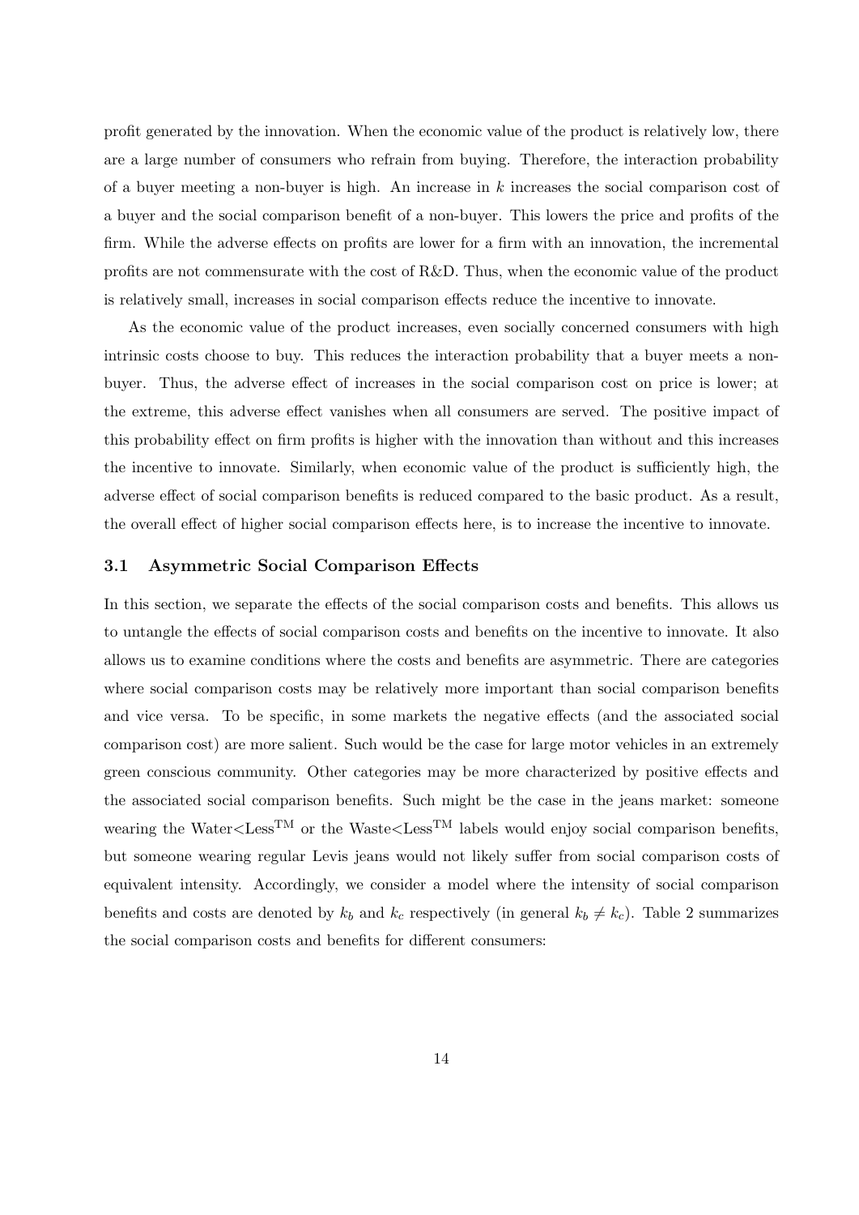profit generated by the innovation. When the economic value of the product is relatively low, there are a large number of consumers who refrain from buying. Therefore, the interaction probability of a buyer meeting a non-buyer is high. An increase in $k$ increases the social comparison cost of a buyer and the social comparison benefit of a non-buyer. This lowers the price and profits of the firm. While the adverse effects on profits are lower for a firm with an innovation, the incremental profits are not commensurate with the cost of R&D. Thus, when the economic value of the product is relatively small, increases in social comparison effects reduce the incentive to innovate.

As the economic value of the product increases, even socially concerned consumers with high intrinsic costs choose to buy. This reduces the interaction probability that a buyer meets a non-buyer. Thus, the adverse effect of increases in the social comparison cost on price is lower; at the extreme, this adverse effect vanishes when all consumers are served. The positive impact of this probability effect on firm profits is higher with the innovation than without and this increases the incentive to innovate. Similarly, when economic value of the product is sufficiently high, the adverse effect of social comparison benefits is reduced compared to the basic product. As a result, the overall effect of higher social comparison effects here, is to increase the incentive to innovate.

### 3.1 Asymmetric Social Comparison Effects

In this section, we separate the effects of the social comparison costs and benefits. This allows us to untangle the effects of social comparison costs and benefits on the incentive to innovate. It also allows us to examine conditions where the costs and benefits are asymmetric. There are categories where social comparison costs may be relatively more important than social comparison benefits and vice versa. To be specific, in some markets the negative effects (and the associated social comparison cost) are more salient. Such would be the case for large motor vehicles in an extremely green conscious community. Other categories may be more characterized by positive effects and the associated social comparison benefits. Such might be the case in the jeans market: someone wearing the Water<Less™ or the Waste<Less™ labels would enjoy social comparison benefits, but someone wearing regular Levis jeans would not likely suffer from social comparison costs of equivalent intensity. Accordingly, we consider a model where the intensity of social comparison benefits and costs are denoted by $k_b$ and $k_c$ respectively (in general $k_b \neq k_c$). Table 2 summarizes the social comparison costs and benefits for different consumers: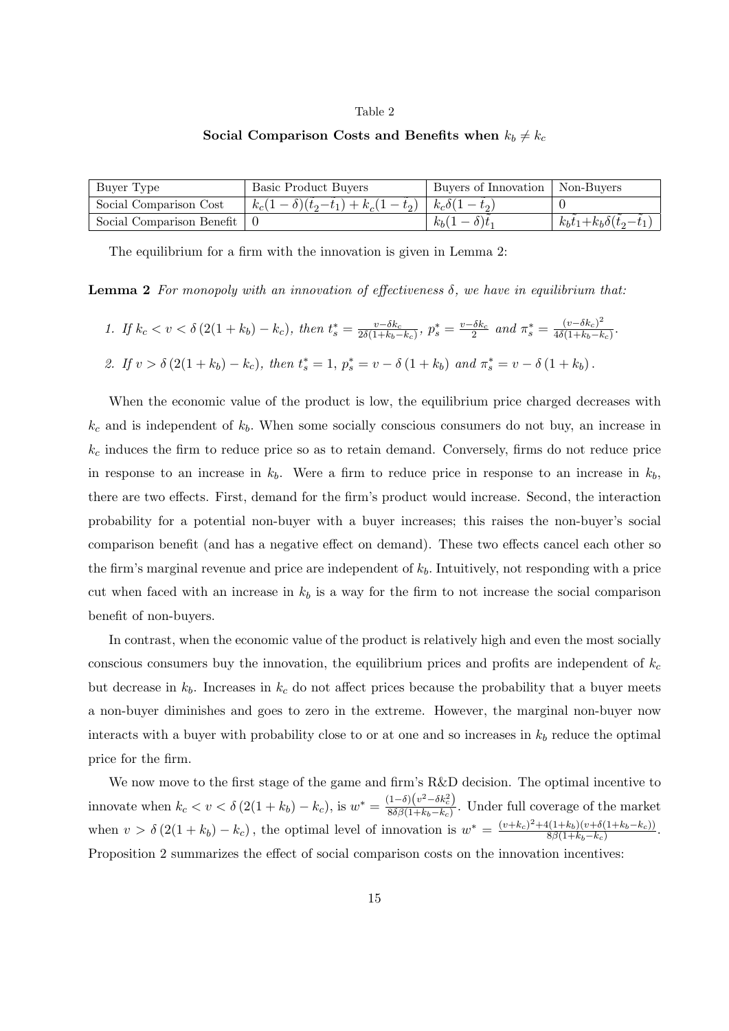Table 2

**Social Comparison Costs and Benefits when $k_b \neq k_c$**

| Buyer Type | Basic Product Buyers | Buyers of Innovation | Non-Buyers |
|---|---|---|---|
| Social Comparison Cost | $k_c(1-\delta)(\tilde{t}_2 - \tilde{t}_1) + k_c(1-\tilde{t}_2)$ | $k_c\delta(1-\tilde{t}_2)$ | 0 |
| Social Comparison Benefit | 0 | $k_b(1-\delta)\tilde{t}_1$ | $k_b\tilde{t}_1 + k_b\delta(\tilde{t}_2 - \tilde{t}_1)$ |

The equilibrium for a firm with the innovation is given in Lemma 2:

**Lemma 2** *For monopoly with an innovation of effectiveness $\delta$, we have in equilibrium that:*

1. *If $k_c < v < \delta\left(2(1+k_b) - k_c\right)$, then $t_s^* = \frac{v-\delta k_c}{2\delta(1+k_b-k_c)}$, $p_s^* = \frac{v-\delta k_c}{2}$ and $\pi_s^* = \frac{(v-\delta k_c)^2}{4\delta(1+k_b-k_c)}$.*

2. *If $v > \delta\left(2(1+k_b) - k_c\right)$, then $t_s^* = 1$, $p_s^* = v - \delta\left(1+k_b\right)$ and $\pi_s^* = v - \delta\left(1+k_b\right)$.*

When the economic value of the product is low, the equilibrium price charged decreases with $k_c$ and is independent of $k_b$. When some socially conscious consumers do not buy, an increase in $k_c$ induces the firm to reduce price so as to retain demand. Conversely, firms do not reduce price in response to an increase in $k_b$. Were a firm to reduce price in response to an increase in $k_b$, there are two effects. First, demand for the firm's product would increase. Second, the interaction probability for a potential non-buyer with a buyer increases; this raises the non-buyer's social comparison benefit (and has a negative effect on demand). These two effects cancel each other so the firm's marginal revenue and price are independent of $k_b$. Intuitively, not responding with a price cut when faced with an increase in $k_b$ is a way for the firm to not increase the social comparison benefit of non-buyers.

In contrast, when the economic value of the product is relatively high and even the most socially conscious consumers buy the innovation, the equilibrium prices and profits are independent of $k_c$ but decrease in $k_b$. Increases in $k_c$ do not affect prices because the probability that a buyer meets a non-buyer diminishes and goes to zero in the extreme. However, the marginal non-buyer now interacts with a buyer with probability close to or at one and so increases in $k_b$ reduce the optimal price for the firm.

We now move to the first stage of the game and firm's R&D decision. The optimal incentive to innovate when $k_c < v < \delta\left(2(1+k_b) - k_c\right)$, is $w^* = \frac{(1-\delta)\left(v^2-\delta k_c^2\right)}{8\delta\beta(1+k_b-k_c)}$. Under full coverage of the market when $v > \delta\left(2(1+k_b) - k_c\right)$, the optimal level of innovation is $w^* = \frac{(v+k_c)^2+4(1+k_b)(v+\delta(1+k_b-k_c))}{8\beta(1+k_b-k_c)}$. Proposition 2 summarizes the effect of social comparison costs on the innovation incentives: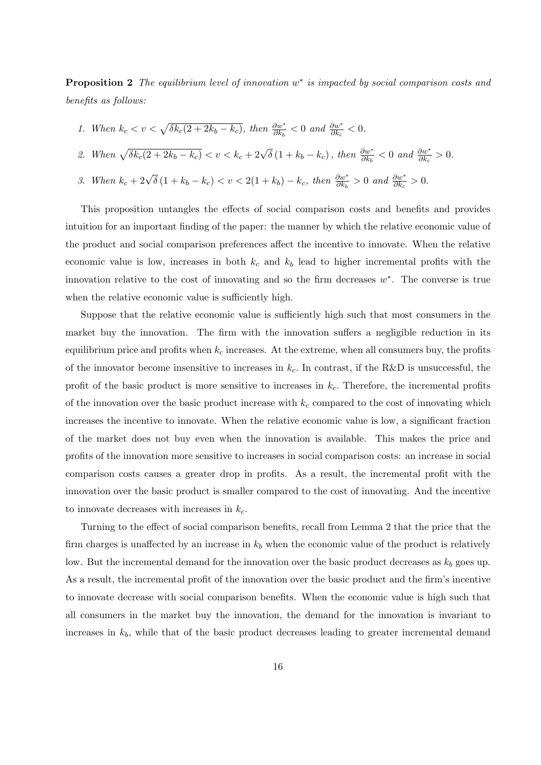**Proposition 2** *The equilibrium level of innovation $w^*$ is impacted by social comparison costs and benefits as follows:*

1. *When $k_c < v < \sqrt{\delta k_c(2 + 2k_b - k_c)}$, then $\frac{\partial w^*}{\partial k_b} < 0$ and $\frac{\partial w^*}{\partial k_c} < 0$.*
2. *When $\sqrt{\delta k_c(2 + 2k_b - k_c)} < v < k_c + 2\sqrt{\delta}\,(1 + k_b - k_c)$, then $\frac{\partial w^*}{\partial k_b} < 0$ and $\frac{\partial w^*}{\partial k_c} > 0$.*
3. *When $k_c + 2\sqrt{\delta}\,(1 + k_b - k_c) < v < 2(1 + k_b) - k_c$, then $\frac{\partial w^*}{\partial k_b} > 0$ and $\frac{\partial w^*}{\partial k_c} > 0$.*

This proposition untangles the effects of social comparison costs and benefits and provides intuition for an important finding of the paper: the manner by which the relative economic value of the product and social comparison preferences affect the incentive to innovate. When the relative economic value is low, increases in both $k_c$ and $k_b$ lead to higher incremental profits with the innovation relative to the cost of innovating and so the firm decreases $w^*$. The converse is true when the relative economic value is sufficiently high.

Suppose that the relative economic value is sufficiently high such that most consumers in the market buy the innovation. The firm with the innovation suffers a negligible reduction in its equilibrium price and profits when $k_c$ increases. At the extreme, when all consumers buy, the profits of the innovator become insensitive to increases in $k_c$. In contrast, if the R&D is unsuccessful, the profit of the basic product is more sensitive to increases in $k_c$. Therefore, the incremental profits of the innovation over the basic product increase with $k_c$ compared to the cost of innovating which increases the incentive to innovate. When the relative economic value is low, a significant fraction of the market does not buy even when the innovation is available. This makes the price and profits of the innovation more sensitive to increases in social comparison costs: an increase in social comparison costs causes a greater drop in profits. As a result, the incremental profit with the innovation over the basic product is smaller compared to the cost of innovating. And the incentive to innovate decreases with increases in $k_c$.

Turning to the effect of social comparison benefits, recall from Lemma 2 that the price that the firm charges is unaffected by an increase in $k_b$ when the economic value of the product is relatively low. But the incremental demand for the innovation over the basic product decreases as $k_b$ goes up. As a result, the incremental profit of the innovation over the basic product and the firm's incentive to innovate decrease with social comparison benefits. When the economic value is high such that all consumers in the market buy the innovation, the demand for the innovation is invariant to increases in $k_b$, while that of the basic product decreases leading to greater incremental demand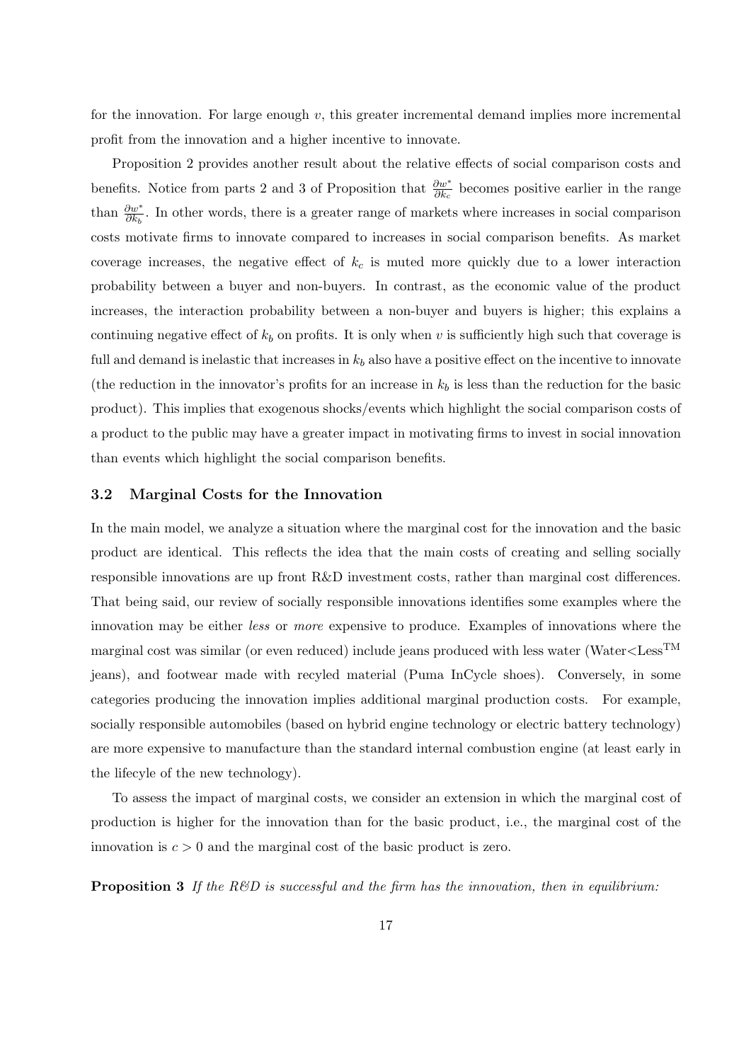for the innovation. For large enough $v$, this greater incremental demand implies more incremental profit from the innovation and a higher incentive to innovate.

Proposition 2 provides another result about the relative effects of social comparison costs and benefits. Notice from parts 2 and 3 of Proposition that $\frac{\partial w^*}{\partial k_c}$ becomes positive earlier in the range than $\frac{\partial w^*}{\partial k_b}$. In other words, there is a greater range of markets where increases in social comparison costs motivate firms to innovate compared to increases in social comparison benefits. As market coverage increases, the negative effect of $k_c$ is muted more quickly due to a lower interaction probability between a buyer and non-buyers. In contrast, as the economic value of the product increases, the interaction probability between a non-buyer and buyers is higher; this explains a continuing negative effect of $k_b$ on profits. It is only when $v$ is sufficiently high such that coverage is full and demand is inelastic that increases in $k_b$ also have a positive effect on the incentive to innovate (the reduction in the innovator's profits for an increase in $k_b$ is less than the reduction for the basic product). This implies that exogenous shocks/events which highlight the social comparison costs of a product to the public may have a greater impact in motivating firms to invest in social innovation than events which highlight the social comparison benefits.

### 3.2 Marginal Costs for the Innovation

In the main model, we analyze a situation where the marginal cost for the innovation and the basic product are identical. This reflects the idea that the main costs of creating and selling socially responsible innovations are up front R&D investment costs, rather than marginal cost differences. That being said, our review of socially responsible innovations identifies some examples where the innovation may be either *less* or *more* expensive to produce. Examples of innovations where the marginal cost was similar (or even reduced) include jeans produced with less water (Water<Less™ jeans), and footwear made with recyled material (Puma InCycle shoes). Conversely, in some categories producing the innovation implies additional marginal production costs. For example, socially responsible automobiles (based on hybrid engine technology or electric battery technology) are more expensive to manufacture than the standard internal combustion engine (at least early in the lifecyle of the new technology).

To assess the impact of marginal costs, we consider an extension in which the marginal cost of production is higher for the innovation than for the basic product, i.e., the marginal cost of the innovation is $c > 0$ and the marginal cost of the basic product is zero.

**Proposition 3** *If the R&D is successful and the firm has the innovation, then in equilibrium:*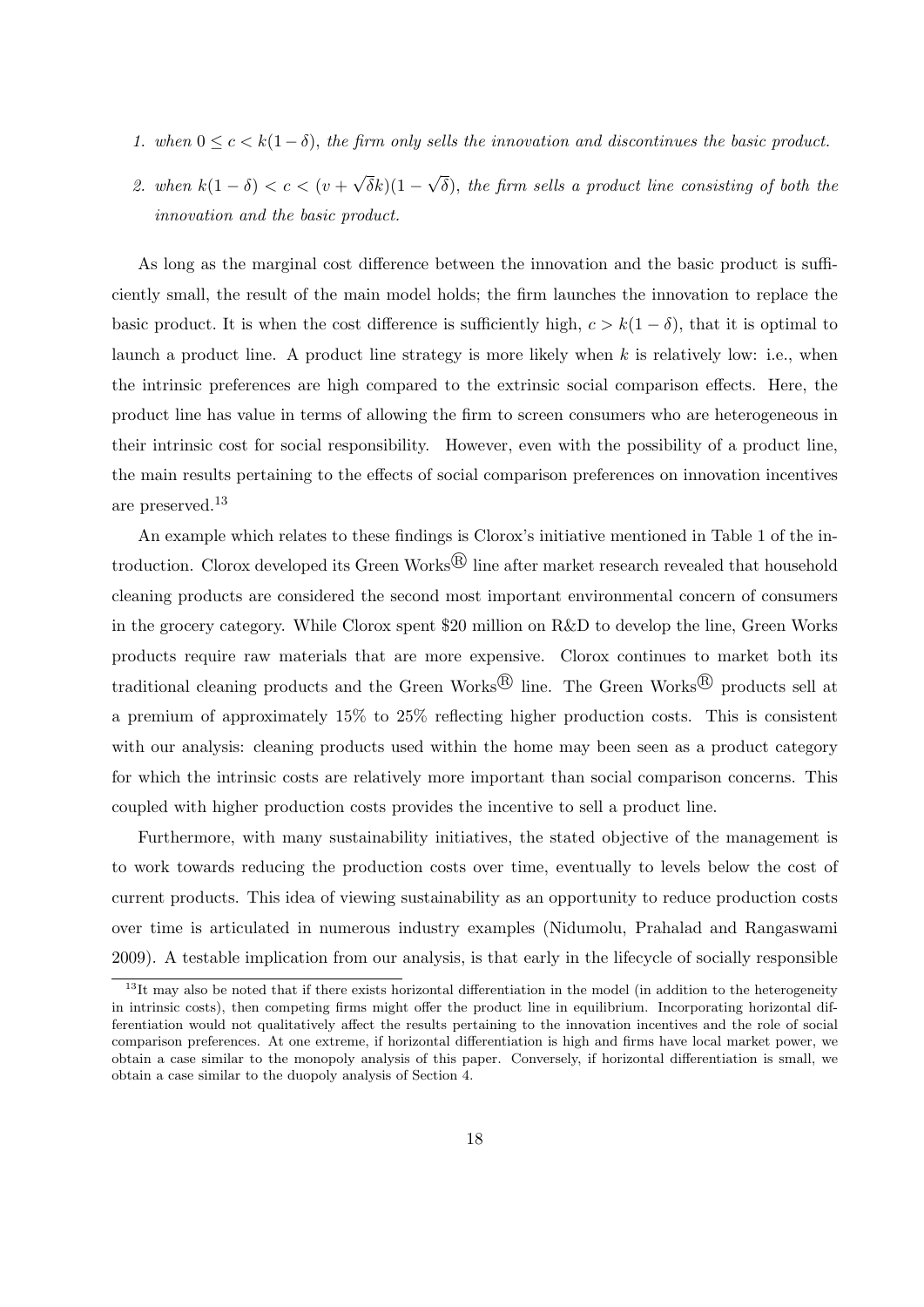1. *when $0 \leq c < k(1-\delta)$, the firm only sells the innovation and discontinues the basic product.*
2. *when $k(1-\delta) < c < (v + \sqrt{\delta}k)(1-\sqrt{\delta})$, the firm sells a product line consisting of both the innovation and the basic product.*

As long as the marginal cost difference between the innovation and the basic product is sufficiently small, the result of the main model holds; the firm launches the innovation to replace the basic product. It is when the cost difference is sufficiently high, $c > k(1-\delta)$, that it is optimal to launch a product line. A product line strategy is more likely when $k$ is relatively low: i.e., when the intrinsic preferences are high compared to the extrinsic social comparison effects. Here, the product line has value in terms of allowing the firm to screen consumers who are heterogeneous in their intrinsic cost for social responsibility. However, even with the possibility of a product line, the main results pertaining to the effects of social comparison preferences on innovation incentives are preserved.[13]

An example which relates to these findings is Clorox's initiative mentioned in Table 1 of the introduction. Clorox developed its Green Works® line after market research revealed that household cleaning products are considered the second most important environmental concern of consumers in the grocery category. While Clorox spent \$20 million on R&D to develop the line, Green Works products require raw materials that are more expensive. Clorox continues to market both its traditional cleaning products and the Green Works® line. The Green Works® products sell at a premium of approximately 15% to 25% reflecting higher production costs. This is consistent with our analysis: cleaning products used within the home may been seen as a product category for which the intrinsic costs are relatively more important than social comparison concerns. This coupled with higher production costs provides the incentive to sell a product line.

Furthermore, with many sustainability initiatives, the stated objective of the management is to work towards reducing the production costs over time, eventually to levels below the cost of current products. This idea of viewing sustainability as an opportunity to reduce production costs over time is articulated in numerous industry examples (Nidumolu, Prahalad and Rangaswami 2009). A testable implication from our analysis, is that early in the lifecycle of socially responsible

[13] It may also be noted that if there exists horizontal differentiation in the model (in addition to the heterogeneity in intrinsic costs), then competing firms might offer the product line in equilibrium. Incorporating horizontal differentiation would not qualitatively affect the results pertaining to the innovation incentives and the role of social comparison preferences. At one extreme, if horizontal differentiation is high and firms have local market power, we obtain a case similar to the monopoly analysis of this paper. Conversely, if horizontal differentiation is small, we obtain a case similar to the duopoly analysis of Section 4.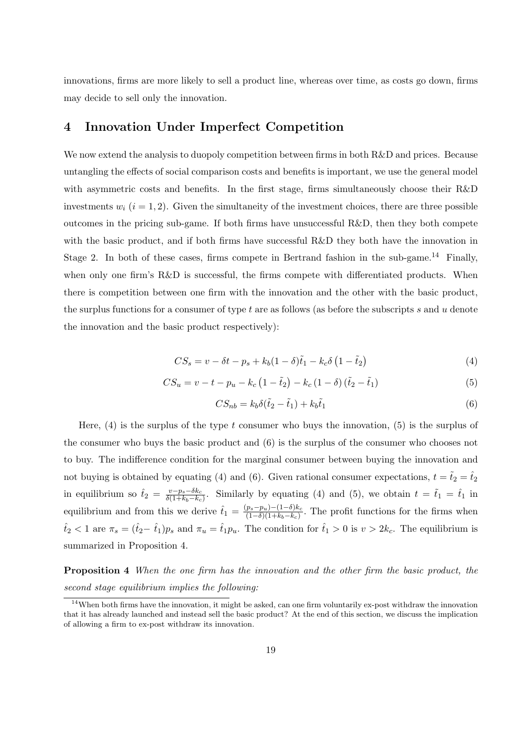innovations, firms are more likely to sell a product line, whereas over time, as costs go down, firms may decide to sell only the innovation.

# 4 Innovation Under Imperfect Competition

We now extend the analysis to duopoly competition between firms in both R&D and prices. Because untangling the effects of social comparison costs and benefits is important, we use the general model with asymmetric costs and benefits. In the first stage, firms simultaneously choose their R&D investments $w_i$ $(i = 1, 2)$. Given the simultaneity of the investment choices, there are three possible outcomes in the pricing sub-game. If both firms have unsuccessful R&D, then they both compete with the basic product, and if both firms have successful R&D they both have the innovation in Stage 2. In both of these cases, firms compete in Bertrand fashion in the sub-game.[14] Finally, when only one firm's R&D is successful, the firms compete with differentiated products. When there is competition between one firm with the innovation and the other with the basic product, the surplus functions for a consumer of type $t$ are as follows (as before the subscripts $s$ and $u$ denote the innovation and the basic product respectively):

$$CS_s = v - \delta t - p_s + k_b(1-\delta)\tilde{t}_1 - k_c\delta\left(1 - \tilde{t}_2\right) \tag{4}$$

$$CS_u = v - t - p_u - k_c\left(1 - \tilde{t}_2\right) - k_c\left(1 - \delta\right)\left(\tilde{t}_2 - \tilde{t}_1\right) \tag{5}$$

$$CS_{nb} = k_b\delta(\tilde{t}_2 - \tilde{t}_1) + k_b\tilde{t}_1 \tag{6}$$

Here, (4) is the surplus of the type $t$ consumer who buys the innovation, (5) is the surplus of the consumer who buys the basic product and (6) is the surplus of the consumer who chooses not to buy. The indifference condition for the marginal consumer between buying the innovation and not buying is obtained by equating (4) and (6). Given rational consumer expectations, $t = \tilde{t}_2 = \hat{t}_2$ in equilibrium so $\hat{t}_2 = \frac{v - p_s - \delta k_c}{\delta(1 + k_b - k_c)}$. Similarly by equating (4) and (5), we obtain $t = \tilde{t}_1 = \hat{t}_1$ in equilibrium and from this we derive $\hat{t}_1 = \frac{(p_s - p_u) - (1-\delta)k_c}{(1-\delta)(1+k_b-k_c)}$. The profit functions for the firms when $\hat{t}_2 < 1$ are $\pi_s = (\hat{t}_2 - \hat{t}_1)p_s$ and $\pi_u = \hat{t}_1 p_u$. The condition for $\hat{t}_1 > 0$ is $v > 2k_c$. The equilibrium is summarized in Proposition 4.

**Proposition 4** *When the one firm has the innovation and the other firm the basic product, the second stage equilibrium implies the following:*

[14] When both firms have the innovation, it might be asked, can one firm voluntarily ex-post withdraw the innovation that it has already launched and instead sell the basic product? At the end of this section, we discuss the implication of allowing a firm to ex-post withdraw its innovation.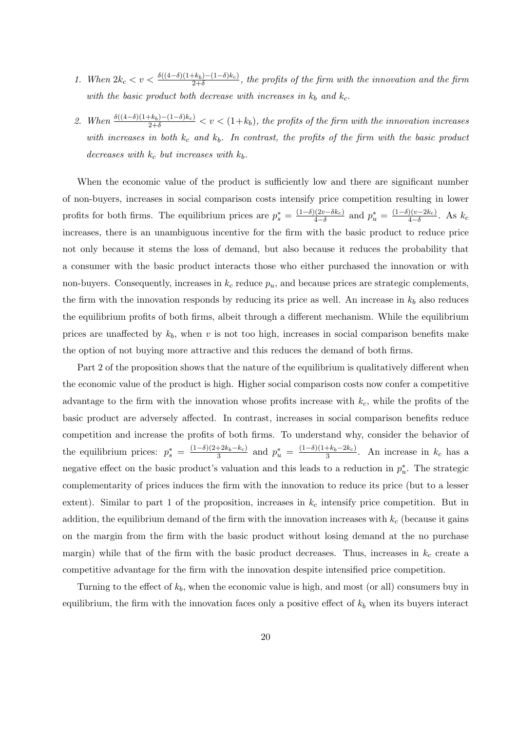1. *When* $2k_c < v < \frac{\delta((4-\delta)(1+k_b)-(1-\delta)k_c)}{2+\delta}$, *the profits of the firm with the innovation and the firm with the basic product both decrease with increases in* $k_b$ *and* $k_c$.

2. *When* $\frac{\delta((4-\delta)(1+k_b)-(1-\delta)k_c)}{2+\delta} < v < (1+k_b)$, *the profits of the firm with the innovation increases with increases in both* $k_c$ *and* $k_b$. *In contrast, the profits of the firm with the basic product decreases with* $k_c$ *but increases with* $k_b$.

When the economic value of the product is sufficiently low and there are significant number of non-buyers, increases in social comparison costs intensify price competition resulting in lower profits for both firms. The equilibrium prices are $p_s^* = \frac{(1-\delta)(2v-\delta k_c)}{4-\delta}$ and $p_u^* = \frac{(1-\delta)(v-2k_c)}{4-\delta}$. As $k_c$ increases, there is an unambiguous incentive for the firm with the basic product to reduce price not only because it stems the loss of demand, but also because it reduces the probability that a consumer with the basic product interacts those who either purchased the innovation or with non-buyers. Consequently, increases in $k_c$ reduce $p_u$, and because prices are strategic complements, the firm with the innovation responds by reducing its price as well. An increase in $k_b$ also reduces the equilibrium profits of both firms, albeit through a different mechanism. While the equilibrium prices are unaffected by $k_b$, when $v$ is not too high, increases in social comparison benefits make the option of not buying more attractive and this reduces the demand of both firms.

Part 2 of the proposition shows that the nature of the equilibrium is qualitatively different when the economic value of the product is high. Higher social comparison costs now confer a competitive advantage to the firm with the innovation whose profits increase with $k_c$, while the profits of the basic product are adversely affected. In contrast, increases in social comparison benefits reduce competition and increase the profits of both firms. To understand why, consider the behavior of the equilibrium prices: $p_s^* = \frac{(1-\delta)(2+2k_b-k_c)}{3}$ and $p_u^* = \frac{(1-\delta)(1+k_b-2k_c)}{3}$. An increase in $k_c$ has a negative effect on the basic product's valuation and this leads to a reduction in $p_u^*$. The strategic complementarity of prices induces the firm with the innovation to reduce its price (but to a lesser extent). Similar to part 1 of the proposition, increases in $k_c$ intensify price competition. But in addition, the equilibrium demand of the firm with the innovation increases with $k_c$ (because it gains on the margin from the firm with the basic product without losing demand at the no purchase margin) while that of the firm with the basic product decreases. Thus, increases in $k_c$ create a competitive advantage for the firm with the innovation despite intensified price competition.

Turning to the effect of $k_b$, when the economic value is high, and most (or all) consumers buy in equilibrium, the firm with the innovation faces only a positive effect of $k_b$ when its buyers interact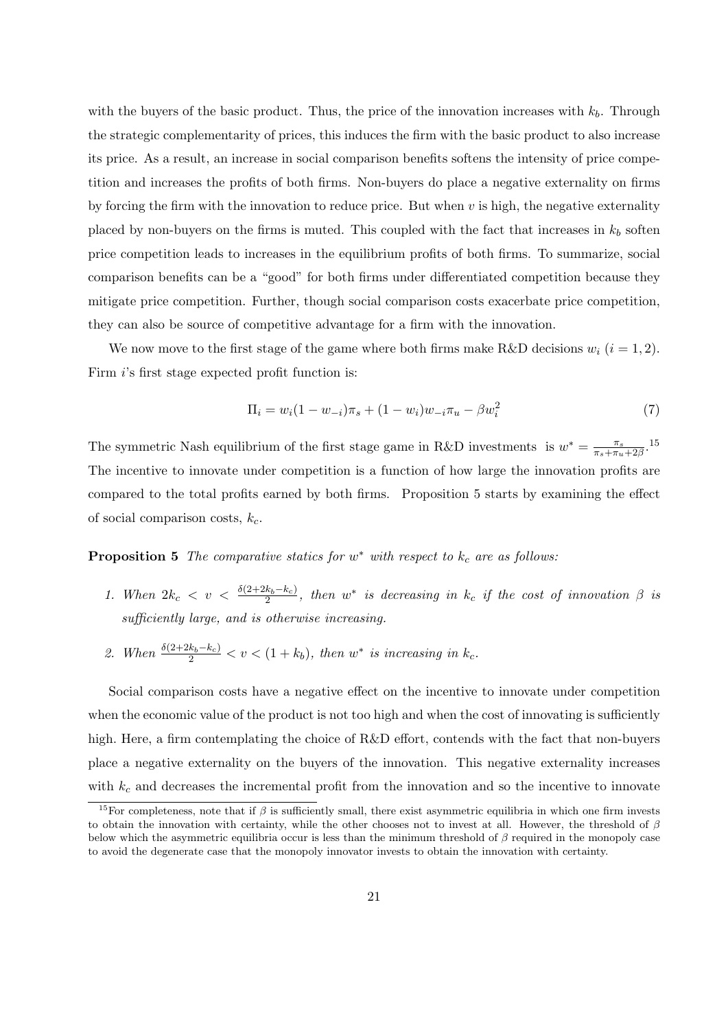with the buyers of the basic product. Thus, the price of the innovation increases with $k_b$. Through the strategic complementarity of prices, this induces the firm with the basic product to also increase its price. As a result, an increase in social comparison benefits softens the intensity of price competition and increases the profits of both firms. Non-buyers do place a negative externality on firms by forcing the firm with the innovation to reduce price. But when $v$ is high, the negative externality placed by non-buyers on the firms is muted. This coupled with the fact that increases in $k_b$ soften price competition leads to increases in the equilibrium profits of both firms. To summarize, social comparison benefits can be a "good" for both firms under differentiated competition because they mitigate price competition. Further, though social comparison costs exacerbate price competition, they can also be source of competitive advantage for a firm with the innovation.

We now move to the first stage of the game where both firms make R&D decisions $w_i$ $(i = 1, 2)$. Firm $i$'s first stage expected profit function is:

$$\Pi_i = w_i(1 - w_{-i})\pi_s + (1 - w_i)w_{-i}\pi_u - \beta w_i^2 \tag{7}$$

The symmetric Nash equilibrium of the first stage game in R&D investments is $w^* = \frac{\pi_s}{\pi_s + \pi_u + 2\beta}$.[15] The incentive to innovate under competition is a function of how large the innovation profits are compared to the total profits earned by both firms. Proposition 5 starts by examining the effect of social comparison costs, $k_c$.

**Proposition 5** *The comparative statics for $w^*$ with respect to $k_c$ are as follows:*

1. *When $2k_c < v < \frac{\delta(2+2k_b-k_c)}{2}$, then $w^*$ is decreasing in $k_c$ if the cost of innovation $\beta$ is sufficiently large, and is otherwise increasing.*
2. *When $\frac{\delta(2+2k_b-k_c)}{2} < v < (1 + k_b)$, then $w^*$ is increasing in $k_c$.*

Social comparison costs have a negative effect on the incentive to innovate under competition when the economic value of the product is not too high and when the cost of innovating is sufficiently high. Here, a firm contemplating the choice of R&D effort, contends with the fact that non-buyers place a negative externality on the buyers of the innovation. This negative externality increases with $k_c$ and decreases the incremental profit from the innovation and so the incentive to innovate

[15] For completeness, note that if $\beta$ is sufficiently small, there exist asymmetric equilibria in which one firm invests to obtain the innovation with certainty, while the other chooses not to invest at all. However, the threshold of $\beta$ below which the asymmetric equilibria occur is less than the minimum threshold of $\beta$ required in the monopoly case to avoid the degenerate case that the monopoly innovator invests to obtain the innovation with certainty.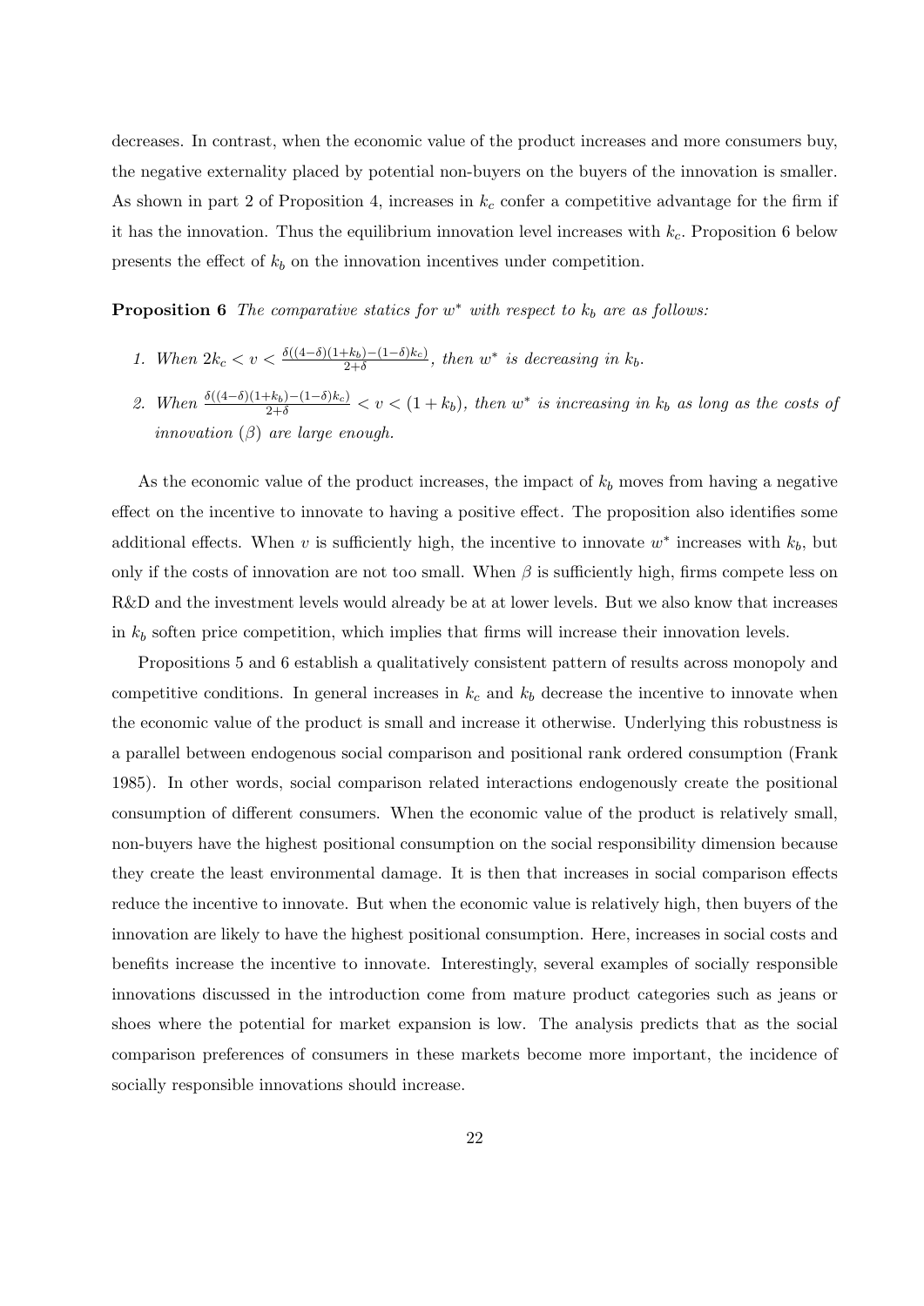decreases. In contrast, when the economic value of the product increases and more consumers buy, the negative externality placed by potential non-buyers on the buyers of the innovation is smaller. As shown in part 2 of Proposition 4, increases in $k_c$ confer a competitive advantage for the firm if it has the innovation. Thus the equilibrium innovation level increases with $k_c$. Proposition 6 below presents the effect of $k_b$ on the innovation incentives under competition.

**Proposition 6** *The comparative statics for $w^*$ with respect to $k_b$ are as follows:*

1. *When $2k_c < v < \frac{\delta((4-\delta)(1+k_b)-(1-\delta)k_c)}{2+\delta}$, then $w^*$ is decreasing in $k_b$.*
2. *When $\frac{\delta((4-\delta)(1+k_b)-(1-\delta)k_c)}{2+\delta} < v < (1+k_b)$, then $w^*$ is increasing in $k_b$ as long as the costs of innovation ($\beta$) are large enough.*

As the economic value of the product increases, the impact of $k_b$ moves from having a negative effect on the incentive to innovate to having a positive effect. The proposition also identifies some additional effects. When $v$ is sufficiently high, the incentive to innovate $w^*$ increases with $k_b$, but only if the costs of innovation are not too small. When $\beta$ is sufficiently high, firms compete less on R&D and the investment levels would already be at at lower levels. But we also know that increases in $k_b$ soften price competition, which implies that firms will increase their innovation levels.

Propositions 5 and 6 establish a qualitatively consistent pattern of results across monopoly and competitive conditions. In general increases in $k_c$ and $k_b$ decrease the incentive to innovate when the economic value of the product is small and increase it otherwise. Underlying this robustness is a parallel between endogenous social comparison and positional rank ordered consumption (Frank 1985). In other words, social comparison related interactions endogenously create the positional consumption of different consumers. When the economic value of the product is relatively small, non-buyers have the highest positional consumption on the social responsibility dimension because they create the least environmental damage. It is then that increases in social comparison effects reduce the incentive to innovate. But when the economic value is relatively high, then buyers of the innovation are likely to have the highest positional consumption. Here, increases in social costs and benefits increase the incentive to innovate. Interestingly, several examples of socially responsible innovations discussed in the introduction come from mature product categories such as jeans or shoes where the potential for market expansion is low. The analysis predicts that as the social comparison preferences of consumers in these markets become more important, the incidence of socially responsible innovations should increase.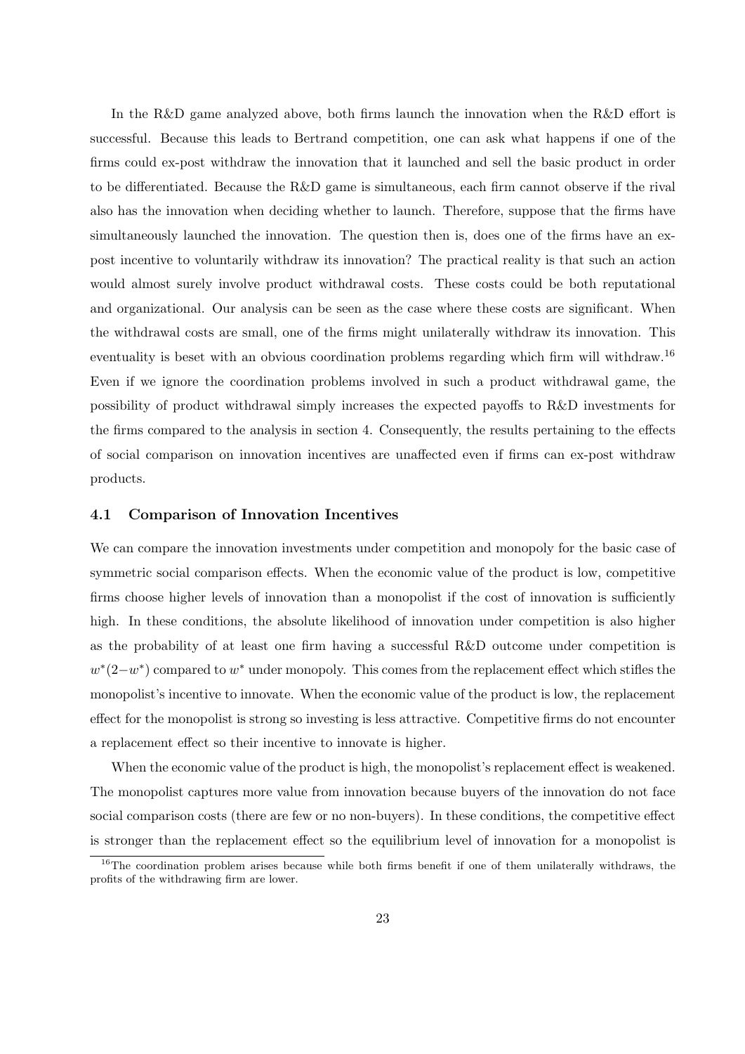In the R&D game analyzed above, both firms launch the innovation when the R&D effort is successful. Because this leads to Bertrand competition, one can ask what happens if one of the firms could ex-post withdraw the innovation that it launched and sell the basic product in order to be differentiated. Because the R&D game is simultaneous, each firm cannot observe if the rival also has the innovation when deciding whether to launch. Therefore, suppose that the firms have simultaneously launched the innovation. The question then is, does one of the firms have an ex-post incentive to voluntarily withdraw its innovation? The practical reality is that such an action would almost surely involve product withdrawal costs. These costs could be both reputational and organizational. Our analysis can be seen as the case where these costs are significant. When the withdrawal costs are small, one of the firms might unilaterally withdraw its innovation. This eventuality is beset with an obvious coordination problems regarding which firm will withdraw.[16] Even if we ignore the coordination problems involved in such a product withdrawal game, the possibility of product withdrawal simply increases the expected payoffs to R&D investments for the firms compared to the analysis in section 4. Consequently, the results pertaining to the effects of social comparison on innovation incentives are unaffected even if firms can ex-post withdraw products.

## 4.1 Comparison of Innovation Incentives

We can compare the innovation investments under competition and monopoly for the basic case of symmetric social comparison effects. When the economic value of the product is low, competitive firms choose higher levels of innovation than a monopolist if the cost of innovation is sufficiently high. In these conditions, the absolute likelihood of innovation under competition is also higher as the probability of at least one firm having a successful R&D outcome under competition is $w^*(2-w^*)$ compared to $w^*$ under monopoly. This comes from the replacement effect which stifles the monopolist's incentive to innovate. When the economic value of the product is low, the replacement effect for the monopolist is strong so investing is less attractive. Competitive firms do not encounter a replacement effect so their incentive to innovate is higher.

When the economic value of the product is high, the monopolist's replacement effect is weakened. The monopolist captures more value from innovation because buyers of the innovation do not face social comparison costs (there are few or no non-buyers). In these conditions, the competitive effect is stronger than the replacement effect so the equilibrium level of innovation for a monopolist is

[16] The coordination problem arises because while both firms benefit if one of them unilaterally withdraws, the profits of the withdrawing firm are lower.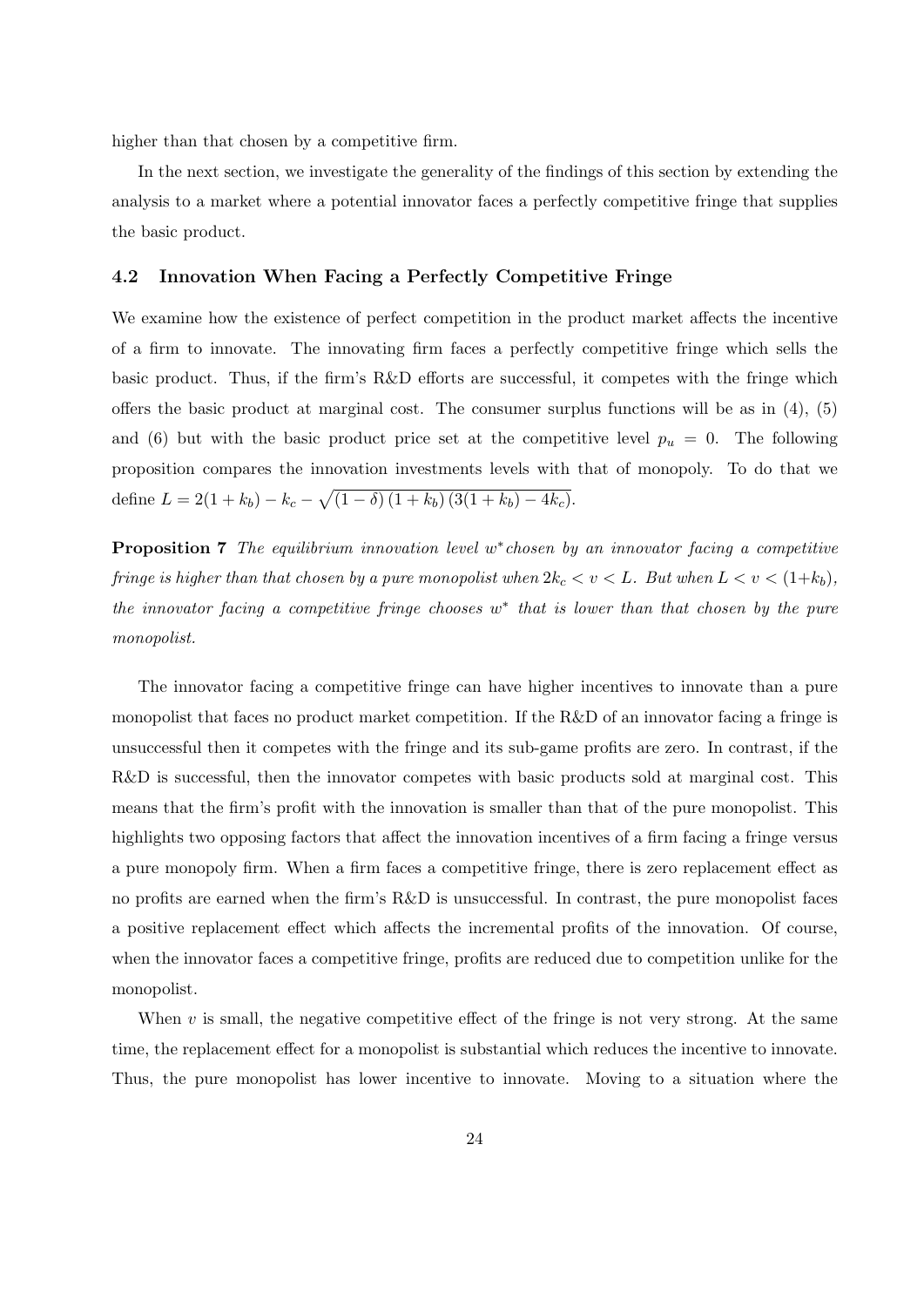higher than that chosen by a competitive firm.

In the next section, we investigate the generality of the findings of this section by extending the analysis to a market where a potential innovator faces a perfectly competitive fringe that supplies the basic product.

### 4.2 Innovation When Facing a Perfectly Competitive Fringe

We examine how the existence of perfect competition in the product market affects the incentive of a firm to innovate. The innovating firm faces a perfectly competitive fringe which sells the basic product. Thus, if the firm's R&D efforts are successful, it competes with the fringe which offers the basic product at marginal cost. The consumer surplus functions will be as in (4), (5) and (6) but with the basic product price set at the competitive level $p_u = 0$. The following proposition compares the innovation investments levels with that of monopoly. To do that we define $L = 2(1 + k_b) - k_c - \sqrt{(1 - \delta)(1 + k_b)(3(1 + k_b) - 4k_c)}$.

**Proposition 7** *The equilibrium innovation level* $w^*$ *chosen by an innovator facing a competitive fringe is higher than that chosen by a pure monopolist when* $2k_c < v < L$*. But when* $L < v < (1+k_b)$*, the innovator facing a competitive fringe chooses* $w^*$ *that is lower than that chosen by the pure monopolist.*

The innovator facing a competitive fringe can have higher incentives to innovate than a pure monopolist that faces no product market competition. If the R&D of an innovator facing a fringe is unsuccessful then it competes with the fringe and its sub-game profits are zero. In contrast, if the R&D is successful, then the innovator competes with basic products sold at marginal cost. This means that the firm's profit with the innovation is smaller than that of the pure monopolist. This highlights two opposing factors that affect the innovation incentives of a firm facing a fringe versus a pure monopoly firm. When a firm faces a competitive fringe, there is zero replacement effect as no profits are earned when the firm's R&D is unsuccessful. In contrast, the pure monopolist faces a positive replacement effect which affects the incremental profits of the innovation. Of course, when the innovator faces a competitive fringe, profits are reduced due to competition unlike for the monopolist.

When $v$ is small, the negative competitive effect of the fringe is not very strong. At the same time, the replacement effect for a monopolist is substantial which reduces the incentive to innovate. Thus, the pure monopolist has lower incentive to innovate. Moving to a situation where the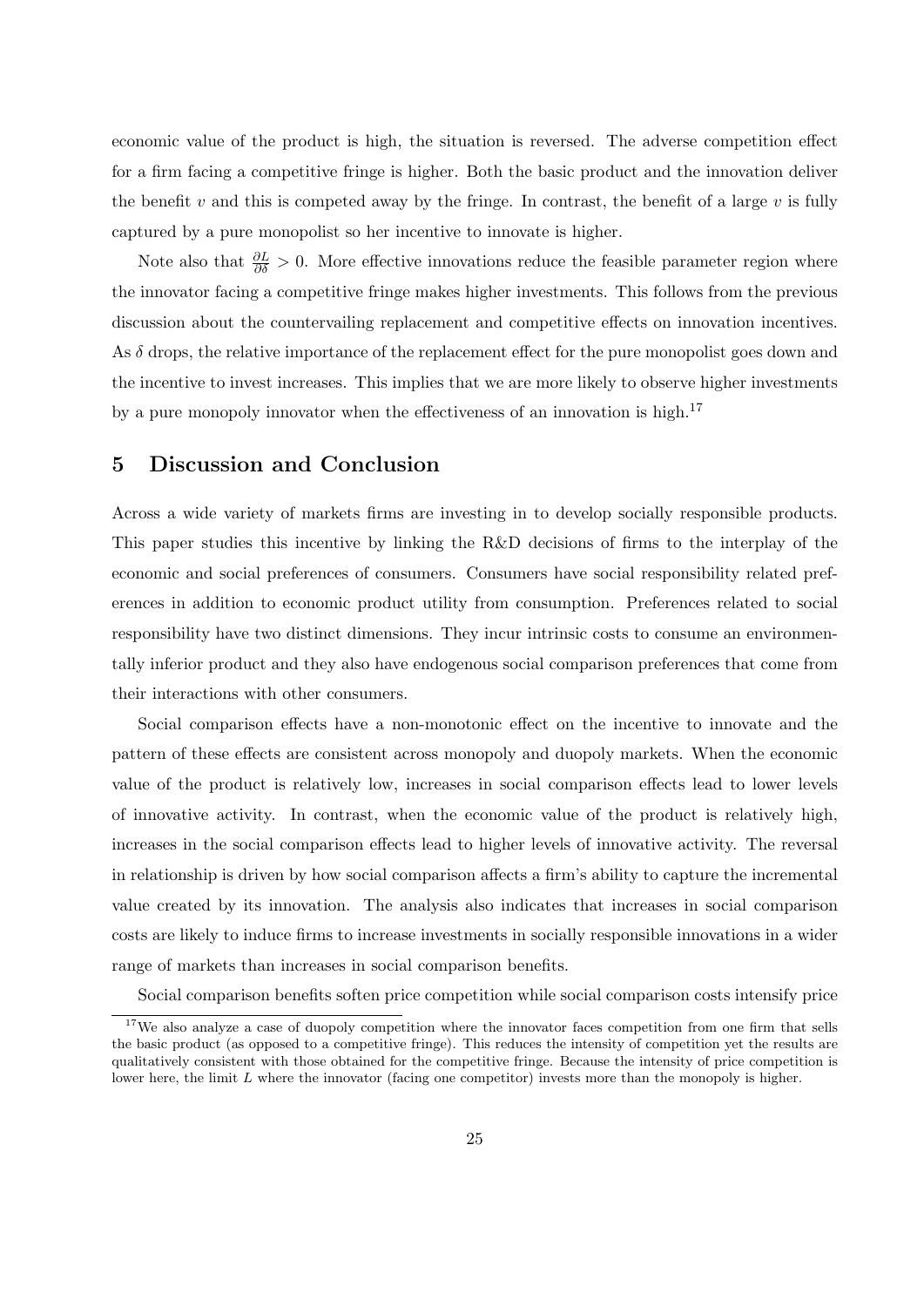economic value of the product is high, the situation is reversed. The adverse competition effect for a firm facing a competitive fringe is higher. Both the basic product and the innovation deliver the benefit $v$ and this is competed away by the fringe. In contrast, the benefit of a large $v$ is fully captured by a pure monopolist so her incentive to innovate is higher.

Note also that $\frac{\partial L}{\partial \delta} > 0$. More effective innovations reduce the feasible parameter region where the innovator facing a competitive fringe makes higher investments. This follows from the previous discussion about the countervailing replacement and competitive effects on innovation incentives. As $\delta$ drops, the relative importance of the replacement effect for the pure monopolist goes down and the incentive to invest increases. This implies that we are more likely to observe higher investments by a pure monopoly innovator when the effectiveness of an innovation is high.[17]

# 5 Discussion and Conclusion

Across a wide variety of markets firms are investing in to develop socially responsible products. This paper studies this incentive by linking the R&D decisions of firms to the interplay of the economic and social preferences of consumers. Consumers have social responsibility related preferences in addition to economic product utility from consumption. Preferences related to social responsibility have two distinct dimensions. They incur intrinsic costs to consume an environmentally inferior product and they also have endogenous social comparison preferences that come from their interactions with other consumers.

Social comparison effects have a non-monotonic effect on the incentive to innovate and the pattern of these effects are consistent across monopoly and duopoly markets. When the economic value of the product is relatively low, increases in social comparison effects lead to lower levels of innovative activity. In contrast, when the economic value of the product is relatively high, increases in the social comparison effects lead to higher levels of innovative activity. The reversal in relationship is driven by how social comparison affects a firm's ability to capture the incremental value created by its innovation. The analysis also indicates that increases in social comparison costs are likely to induce firms to increase investments in socially responsible innovations in a wider range of markets than increases in social comparison benefits.

Social comparison benefits soften price competition while social comparison costs intensify price

[17] We also analyze a case of duopoly competition where the innovator faces competition from one firm that sells the basic product (as opposed to a competitive fringe). This reduces the intensity of competition yet the results are qualitatively consistent with those obtained for the competitive fringe. Because the intensity of price competition is lower here, the limit $L$ where the innovator (facing one competitor) invests more than the monopoly is higher.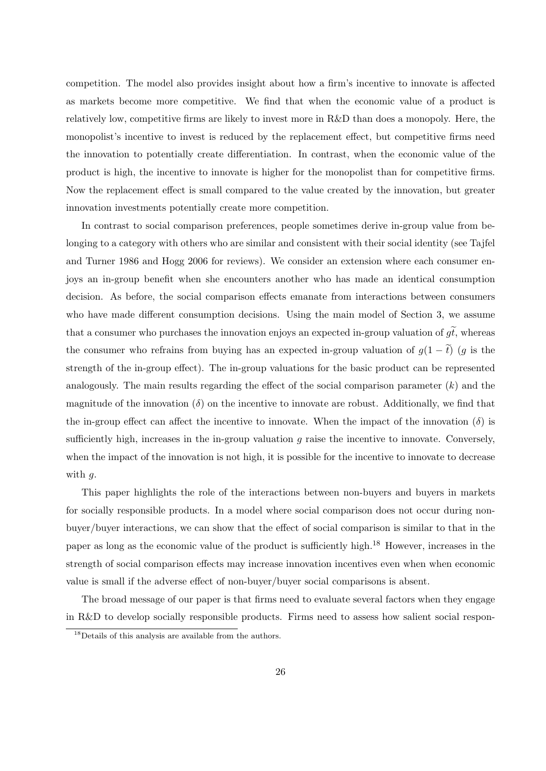competition. The model also provides insight about how a firm's incentive to innovate is affected as markets become more competitive. We find that when the economic value of a product is relatively low, competitive firms are likely to invest more in R&D than does a monopoly. Here, the monopolist's incentive to invest is reduced by the replacement effect, but competitive firms need the innovation to potentially create differentiation. In contrast, when the economic value of the product is high, the incentive to innovate is higher for the monopolist than for competitive firms. Now the replacement effect is small compared to the value created by the innovation, but greater innovation investments potentially create more competition.

In contrast to social comparison preferences, people sometimes derive in-group value from belonging to a category with others who are similar and consistent with their social identity (see Tajfel and Turner 1986 and Hogg 2006 for reviews). We consider an extension where each consumer enjoys an in-group benefit when she encounters another who has made an identical consumption decision. As before, the social comparison effects emanate from interactions between consumers who have made different consumption decisions. Using the main model of Section 3, we assume that a consumer who purchases the innovation enjoys an expected in-group valuation of $g\widetilde{t}$, whereas the consumer who refrains from buying has an expected in-group valuation of $g(1 - \widetilde{t})$ ($g$ is the strength of the in-group effect). The in-group valuations for the basic product can be represented analogously. The main results regarding the effect of the social comparison parameter ($k$) and the magnitude of the innovation ($\delta$) on the incentive to innovate are robust. Additionally, we find that the in-group effect can affect the incentive to innovate. When the impact of the innovation ($\delta$) is sufficiently high, increases in the in-group valuation $g$ raise the incentive to innovate. Conversely, when the impact of the innovation is not high, it is possible for the incentive to innovate to decrease with $g$.

This paper highlights the role of the interactions between non-buyers and buyers in markets for socially responsible products. In a model where social comparison does not occur during non-buyer/buyer interactions, we can show that the effect of social comparison is similar to that in the paper as long as the economic value of the product is sufficiently high.[18] However, increases in the strength of social comparison effects may increase innovation incentives even when when economic value is small if the adverse effect of non-buyer/buyer social comparisons is absent.

The broad message of our paper is that firms need to evaluate several factors when they engage in R&D to develop socially responsible products. Firms need to assess how salient social respon-

[18] Details of this analysis are available from the authors.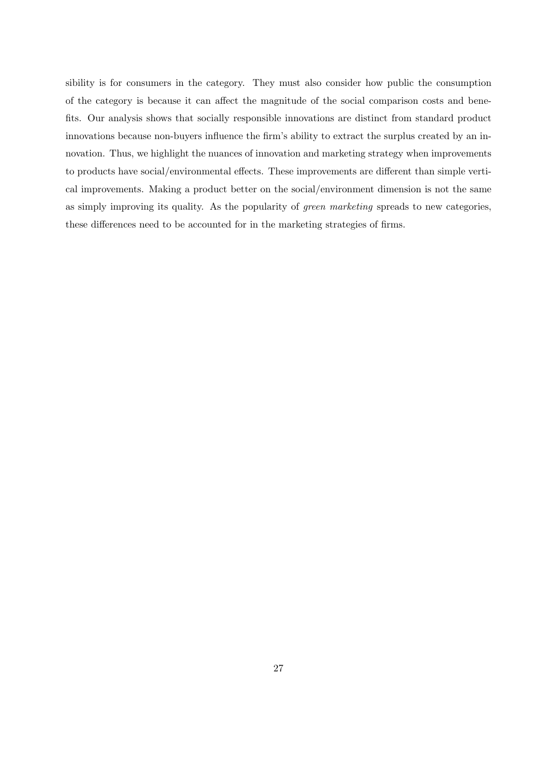sibility is for consumers in the category. They must also consider how public the consumption of the category is because it can affect the magnitude of the social comparison costs and benefits. Our analysis shows that socially responsible innovations are distinct from standard product innovations because non-buyers influence the firm's ability to extract the surplus created by an innovation. Thus, we highlight the nuances of innovation and marketing strategy when improvements to products have social/environmental effects. These improvements are different than simple vertical improvements. Making a product better on the social/environment dimension is not the same as simply improving its quality. As the popularity of *green marketing* spreads to new categories, these differences need to be accounted for in the marketing strategies of firms.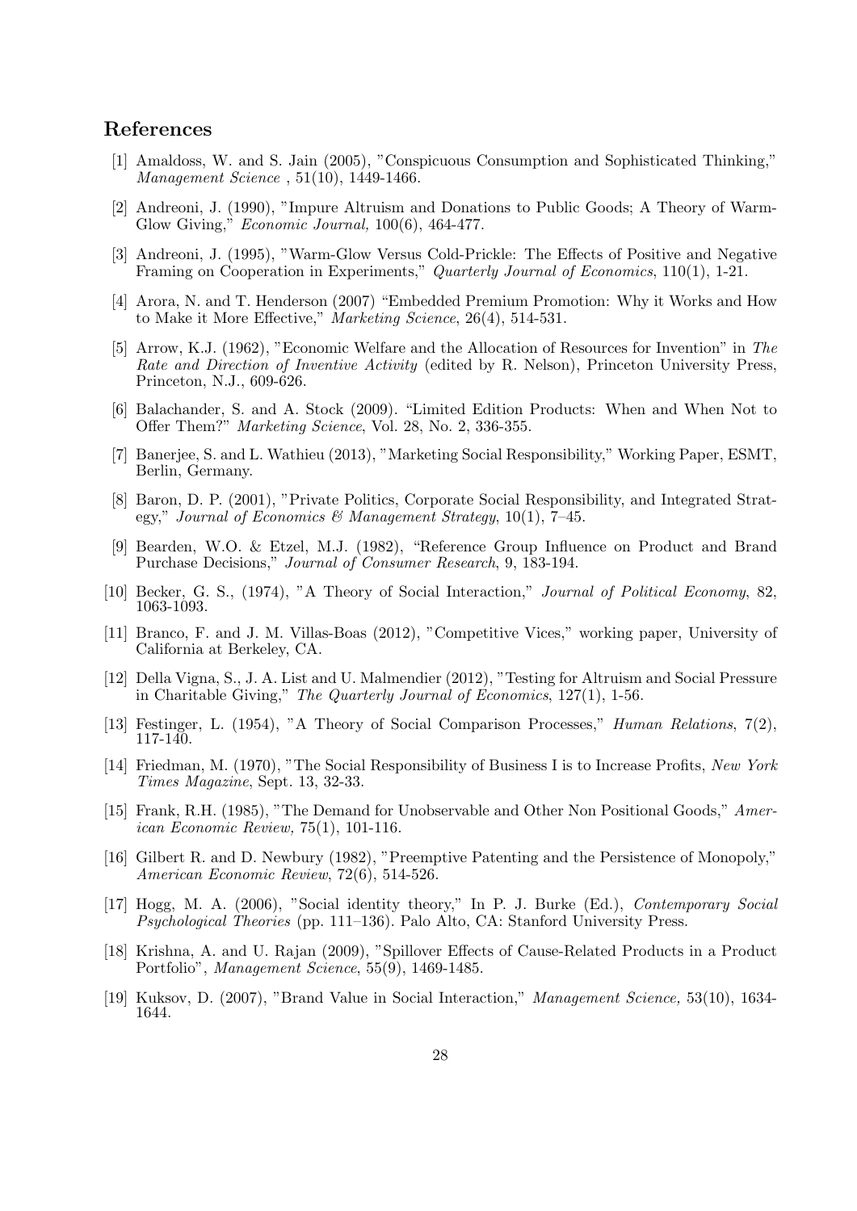## References

[1] Amaldoss, W. and S. Jain (2005), "Conspicuous Consumption and Sophisticated Thinking," *Management Science* , 51(10), 1449-1466.

[2] Andreoni, J. (1990), "Impure Altruism and Donations to Public Goods; A Theory of Warm-Glow Giving," *Economic Journal,* 100(6), 464-477.

[3] Andreoni, J. (1995), "Warm-Glow Versus Cold-Prickle: The Effects of Positive and Negative Framing on Cooperation in Experiments," *Quarterly Journal of Economics*, 110(1), 1-21.

[4] Arora, N. and T. Henderson (2007) "Embedded Premium Promotion: Why it Works and How to Make it More Effective," *Marketing Science*, 26(4), 514-531.

[5] Arrow, K.J. (1962), "Economic Welfare and the Allocation of Resources for Invention" in *The Rate and Direction of Inventive Activity* (edited by R. Nelson), Princeton University Press, Princeton, N.J., 609-626.

[6] Balachander, S. and A. Stock (2009). "Limited Edition Products: When and When Not to Offer Them?" *Marketing Science*, Vol. 28, No. 2, 336-355.

[7] Banerjee, S. and L. Wathieu (2013), "Marketing Social Responsibility," Working Paper, ESMT, Berlin, Germany.

[8] Baron, D. P. (2001), "Private Politics, Corporate Social Responsibility, and Integrated Strategy," *Journal of Economics & Management Strategy*, 10(1), 7–45.

[9] Bearden, W.O. & Etzel, M.J. (1982), "Reference Group Influence on Product and Brand Purchase Decisions," *Journal of Consumer Research*, 9, 183-194.

[10] Becker, G. S., (1974), "A Theory of Social Interaction," *Journal of Political Economy*, 82, 1063-1093.

[11] Branco, F. and J. M. Villas-Boas (2012), "Competitive Vices," working paper, University of California at Berkeley, CA.

[12] Della Vigna, S., J. A. List and U. Malmendier (2012), "Testing for Altruism and Social Pressure in Charitable Giving," *The Quarterly Journal of Economics*, 127(1), 1-56.

[13] Festinger, L. (1954), "A Theory of Social Comparison Processes," *Human Relations*, 7(2), 117-140.

[14] Friedman, M. (1970), "The Social Responsibility of Business I is to Increase Profits, *New York Times Magazine*, Sept. 13, 32-33.

[15] Frank, R.H. (1985), "The Demand for Unobservable and Other Non Positional Goods," *American Economic Review,* 75(1), 101-116.

[16] Gilbert R. and D. Newbury (1982), "Preemptive Patenting and the Persistence of Monopoly," *American Economic Review*, 72(6), 514-526.

[17] Hogg, M. A. (2006), "Social identity theory," In P. J. Burke (Ed.), *Contemporary Social Psychological Theories* (pp. 111–136). Palo Alto, CA: Stanford University Press.

[18] Krishna, A. and U. Rajan (2009), "Spillover Effects of Cause-Related Products in a Product Portfolio", *Management Science*, 55(9), 1469-1485.

[19] Kuksov, D. (2007), "Brand Value in Social Interaction," *Management Science,* 53(10), 1634-1644.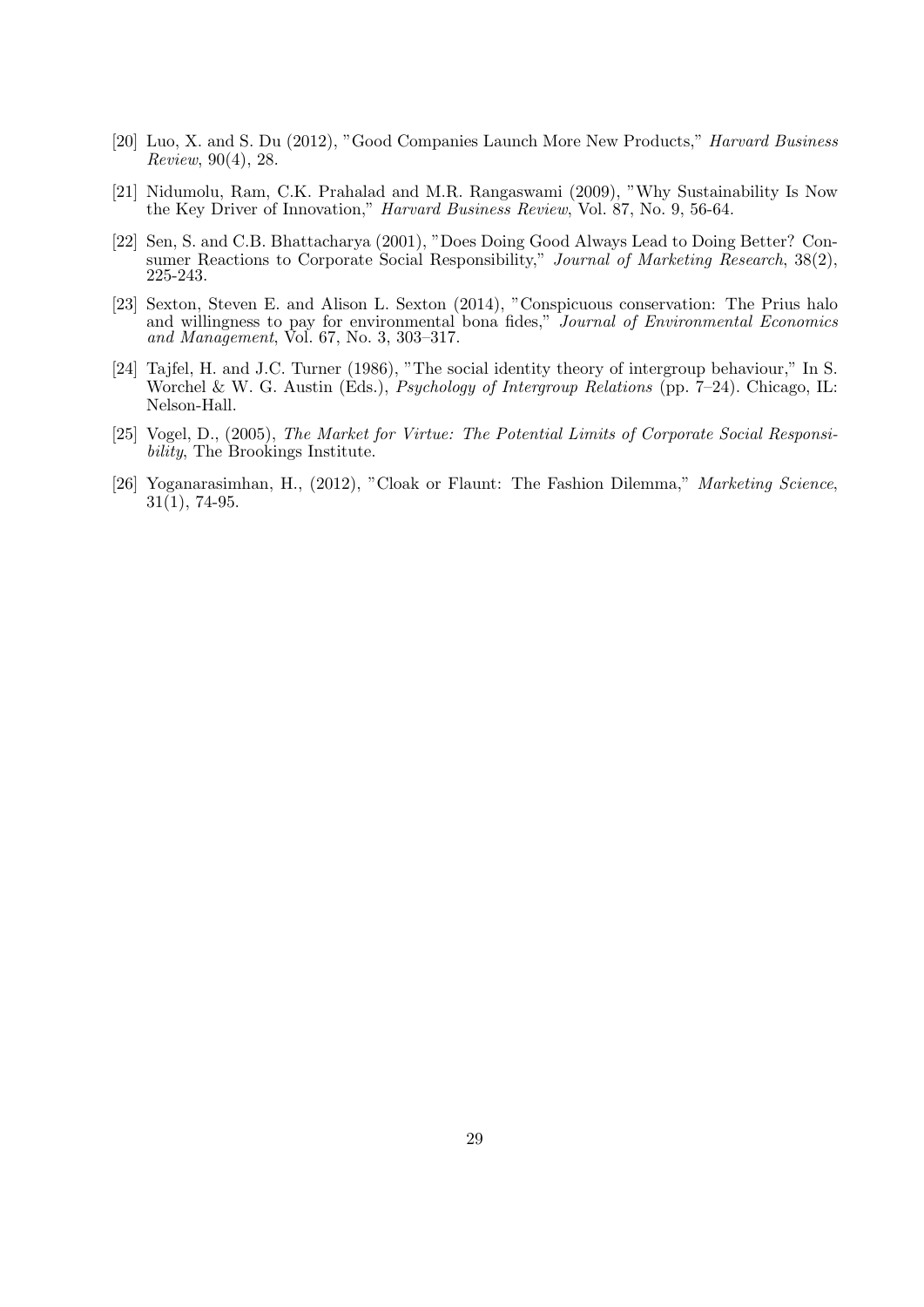[20] Luo, X. and S. Du (2012), "Good Companies Launch More New Products," *Harvard Business Review*, 90(4), 28.

[21] Nidumolu, Ram, C.K. Prahalad and M.R. Rangaswami (2009), "Why Sustainability Is Now the Key Driver of Innovation," *Harvard Business Review*, Vol. 87, No. 9, 56-64.

[22] Sen, S. and C.B. Bhattacharya (2001), "Does Doing Good Always Lead to Doing Better? Consumer Reactions to Corporate Social Responsibility," *Journal of Marketing Research*, 38(2), 225-243.

[23] Sexton, Steven E. and Alison L. Sexton (2014), "Conspicuous conservation: The Prius halo and willingness to pay for environmental bona fides," *Journal of Environmental Economics and Management*, Vol. 67, No. 3, 303–317.

[24] Tajfel, H. and J.C. Turner (1986), "The social identity theory of intergroup behaviour," In S. Worchel & W. G. Austin (Eds.), *Psychology of Intergroup Relations* (pp. 7–24). Chicago, IL: Nelson-Hall.

[25] Vogel, D., (2005), *The Market for Virtue: The Potential Limits of Corporate Social Responsibility*, The Brookings Institute.

[26] Yoganarasimhan, H., (2012), "Cloak or Flaunt: The Fashion Dilemma," *Marketing Science*, 31(1), 74-95.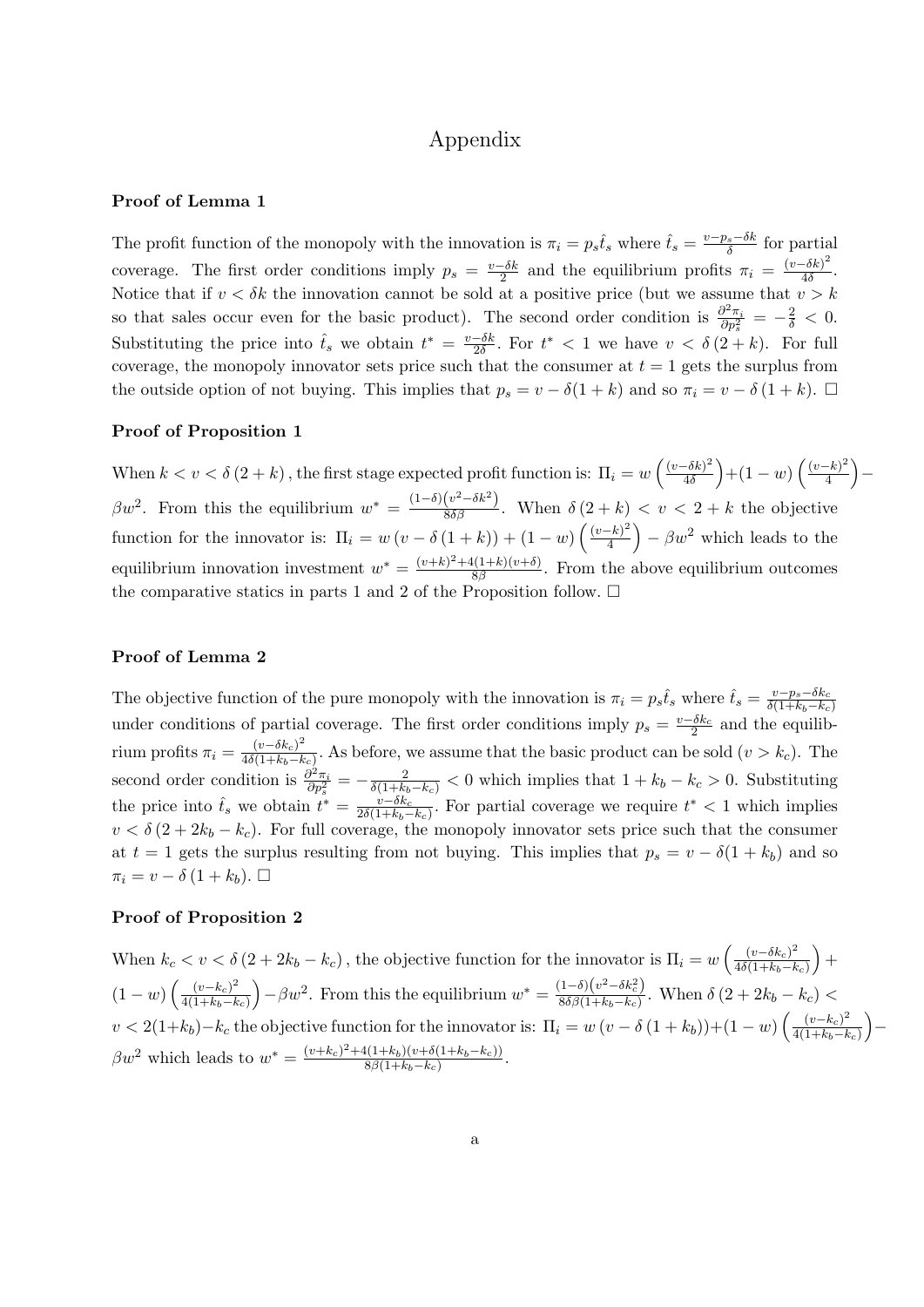# Appendix

### Proof of Lemma 1

The profit function of the monopoly with the innovation is $\pi_i = p_s \hat{t}_s$ where $\hat{t}_s = \frac{v - p_s - \delta k}{\delta}$ for partial coverage. The first order conditions imply $p_s = \frac{v - \delta k}{2}$ and the equilibrium profits $\pi_i = \frac{(v - \delta k)^2}{4\delta}$. Notice that if $v < \delta k$ the innovation cannot be sold at a positive price (but we assume that $v > k$ so that sales occur even for the basic product). The second order condition is $\frac{\partial^2 \pi_i}{\partial p_s^2} = -\frac{2}{\delta} < 0$. Substituting the price into $\hat{t}_s$ we obtain $t^* = \frac{v - \delta k}{2\delta}$. For $t^* < 1$ we have $v < \delta(2 + k)$. For full coverage, the monopoly innovator sets price such that the consumer at $t = 1$ gets the surplus from the outside option of not buying. This implies that $p_s = v - \delta(1 + k)$ and so $\pi_i = v - \delta(1 + k)$. □

### Proof of Proposition 1

When $k < v < \delta(2 + k)$, the first stage expected profit function is: $\Pi_i = w\left(\frac{(v - \delta k)^2}{4\delta}\right) + (1 - w)\left(\frac{(v - k)^2}{4}\right) - \beta w^2$. From this the equilibrium $w^* = \frac{(1 - \delta)\left(v^2 - \delta k^2\right)}{8\delta\beta}$. When $\delta(2 + k) < v < 2 + k$ the objective function for the innovator is: $\Pi_i = w(v - \delta(1 + k)) + (1 - w)\left(\frac{(v - k)^2}{4}\right) - \beta w^2$ which leads to the equilibrium innovation investment $w^* = \frac{(v + k)^2 + 4(1 + k)(v + \delta)}{8\beta}$. From the above equilibrium outcomes the comparative statics in parts 1 and 2 of the Proposition follow. □

### Proof of Lemma 2

The objective function of the pure monopoly with the innovation is $\pi_i = p_s \hat{t}_s$ where $\hat{t}_s = \frac{v - p_s - \delta k_c}{\delta(1 + k_b - k_c)}$ under conditions of partial coverage. The first order conditions imply $p_s = \frac{v - \delta k_c}{2}$ and the equilibrium profits $\pi_i = \frac{(v - \delta k_c)^2}{4\delta(1 + k_b - k_c)}$. As before, we assume that the basic product can be sold ($v > k_c$). The second order condition is $\frac{\partial^2 \pi_i}{\partial p_s^2} = -\frac{2}{\delta(1 + k_b - k_c)} < 0$ which implies that $1 + k_b - k_c > 0$. Substituting the price into $\hat{t}_s$ we obtain $t^* = \frac{v - \delta k_c}{2\delta(1 + k_b - k_c)}$. For partial coverage we require $t^* < 1$ which implies $v < \delta(2 + 2k_b - k_c)$. For full coverage, the monopoly innovator sets price such that the consumer at $t = 1$ gets the surplus resulting from not buying. This implies that $p_s = v - \delta(1 + k_b)$ and so $\pi_i = v - \delta(1 + k_b)$. □

### Proof of Proposition 2

When $k_c < v < \delta(2 + 2k_b - k_c)$, the objective function for the innovator is $\Pi_i = w\left(\frac{(v - \delta k_c)^2}{4\delta(1 + k_b - k_c)}\right) + (1 - w)\left(\frac{(v - k_c)^2}{4(1 + k_b - k_c)}\right) - \beta w^2$. From this the equilibrium $w^* = \frac{(1 - \delta)\left(v^2 - \delta k_c^2\right)}{8\delta\beta(1 + k_b - k_c)}$. When $\delta(2 + 2k_b - k_c) < v < 2(1 + k_b) - k_c$ the objective function for the innovator is: $\Pi_i = w(v - \delta(1 + k_b)) + (1 - w)\left(\frac{(v - k_c)^2}{4(1 + k_b - k_c)}\right) - \beta w^2$ which leads to $w^* = \frac{(v + k_c)^2 + 4(1 + k_b)(v + \delta(1 + k_b - k_c))}{8\beta(1 + k_b - k_c)}$.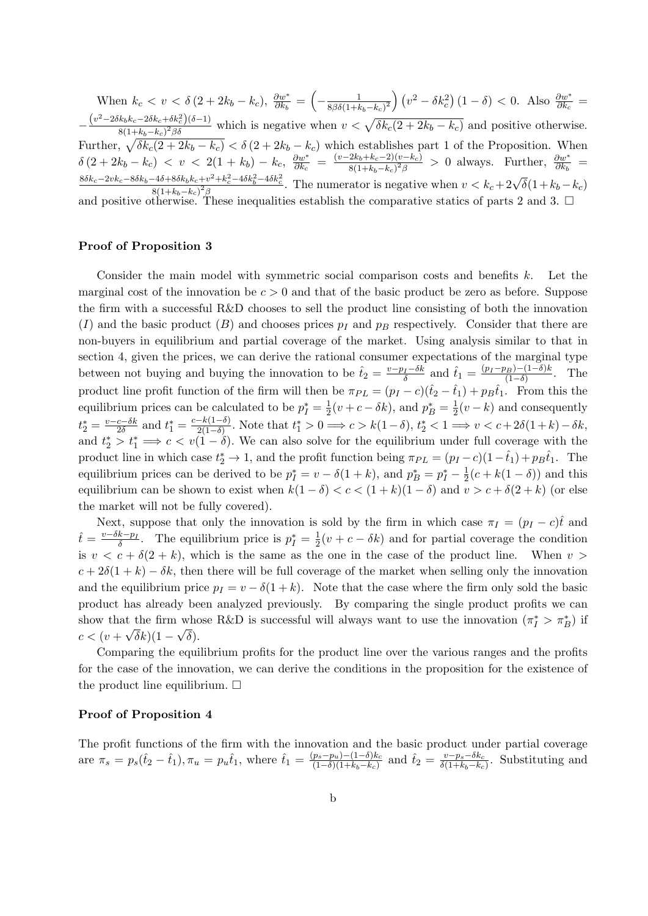When $k_c < v < \delta(2 + 2k_b - k_c)$, $\frac{\partial w^*}{\partial k_b} = \left(-\frac{1}{8\beta\delta(1+k_b-k_c)^2}\right)\left(v^2 - \delta k_c^2\right)(1-\delta) < 0$. Also $\frac{\partial w^*}{\partial k_c} = -\frac{\left(v^2-2\delta k_b k_c - 2\delta k_c + \delta k_c^2\right)(\delta - 1)}{8(1+k_b-k_c)^2\beta\delta}$ which is negative when $v < \sqrt{\delta k_c(2+2k_b-k_c)}$ and positive otherwise. Further, $\sqrt{\delta k_c(2+2k_b-k_c)} < \delta(2+2k_b-k_c)$ which establishes part 1 of the Proposition. When $\delta(2+2k_b-k_c) < v < 2(1+k_b) - k_c$, $\frac{\partial w^*}{\partial k_c} = \frac{(v-2k_b+k_c-2)(v-k_c)}{8(1+k_b-k_c)^2\beta} > 0$ always. Further, $\frac{\partial w^*}{\partial k_b} = \frac{8\delta k_c - 2vk_c - 8\delta k_b - 4\delta + 8\delta k_b k_c + v^2 + k_c^2 - 4\delta k_b^2 - 4\delta k_c^2}{8(1+k_b-k_c)^2\beta}$. The numerator is negative when $v < k_c + 2\sqrt{\delta}(1+k_b-k_c)$ and positive otherwise. These inequalities establish the comparative statics of parts 2 and 3. □

### Proof of Proposition 3

Consider the main model with symmetric social comparison costs and benefits $k$. Let the marginal cost of the innovation be $c > 0$ and that of the basic product be zero as before. Suppose the firm with a successful R&D chooses to sell the product line consisting of both the innovation ($I$) and the basic product ($B$) and chooses prices $p_I$ and $p_B$ respectively. Consider that there are non-buyers in equilibrium and partial coverage of the market. Using analysis similar to that in section 4, given the prices, we can derive the rational consumer expectations of the marginal type between not buying and buying the innovation to be $\hat{t}_2 = \frac{v-p_I-\delta k}{\delta}$ and $\hat{t}_1 = \frac{(p_I-p_B)-(1-\delta)k}{(1-\delta)}$. The product line profit function of the firm will then be $\pi_{PL} = (p_I - c)(\hat{t}_2 - \hat{t}_1) + p_B\hat{t}_1$. From this the equilibrium prices can be calculated to be $p_I^* = \frac{1}{2}(v + c - \delta k)$, and $p_B^* = \frac{1}{2}(v-k)$ and consequently $t_2^* = \frac{v-c-\delta k}{2\delta}$ and $t_1^* = \frac{c-k(1-\delta)}{2(1-\delta)}$. Note that $t_1^* > 0 \implies c > k(1-\delta)$, $t_2^* < 1 \implies v < c + 2\delta(1+k) - \delta k$, and $t_2^* > t_1^* \implies c < v(1-\delta)$. We can also solve for the equilibrium under full coverage with the product line in which case $t_2^* \to 1$, and the profit function being $\pi_{PL} = (p_I - c)(1-\hat{t}_1) + p_B\hat{t}_1$. The equilibrium prices can be derived to be $p_I^* = v - \delta(1+k)$, and $p_B^* = p_I^* - \frac{1}{2}(c + k(1-\delta))$ and this equilibrium can be shown to exist when $k(1-\delta) < c < (1+k)(1-\delta)$ and $v > c + \delta(2+k)$ (or else the market will not be fully covered).

Next, suppose that only the innovation is sold by the firm in which case $\pi_I = (p_I - c)\hat{t}$ and $\hat{t} = \frac{v-\delta k-p_I}{\delta}$. The equilibrium price is $p_I^* = \frac{1}{2}(v + c - \delta k)$ and for partial coverage the condition is $v < c + \delta(2+k)$, which is the same as the one in the case of the product line. When $v > c + 2\delta(1+k) - \delta k$, then there will be full coverage of the market when selling only the innovation and the equilibrium price $p_I = v - \delta(1+k)$. Note that the case where the firm only sold the basic product has already been analyzed previously. By comparing the single product profits we can show that the firm whose R&D is successful will always want to use the innovation ($\pi_I^* > \pi_B^*$) if $c < (v + \sqrt{\delta}k)(1-\sqrt{\delta})$.

Comparing the equilibrium profits for the product line over the various ranges and the profits for the case of the innovation, we can derive the conditions in the proposition for the existence of the product line equilibrium. □

### Proof of Proposition 4

The profit functions of the firm with the innovation and the basic product under partial coverage are $\pi_s = p_s(\hat{t}_2 - \hat{t}_1), \pi_u = p_u\hat{t}_1$, where $\hat{t}_1 = \frac{(p_s-p_u)-(1-\delta)k_c}{(1-\delta)(1+k_b-k_c)}$ and $\hat{t}_2 = \frac{v-p_s-\delta k_c}{\delta(1+k_b-k_c)}$. Substituting and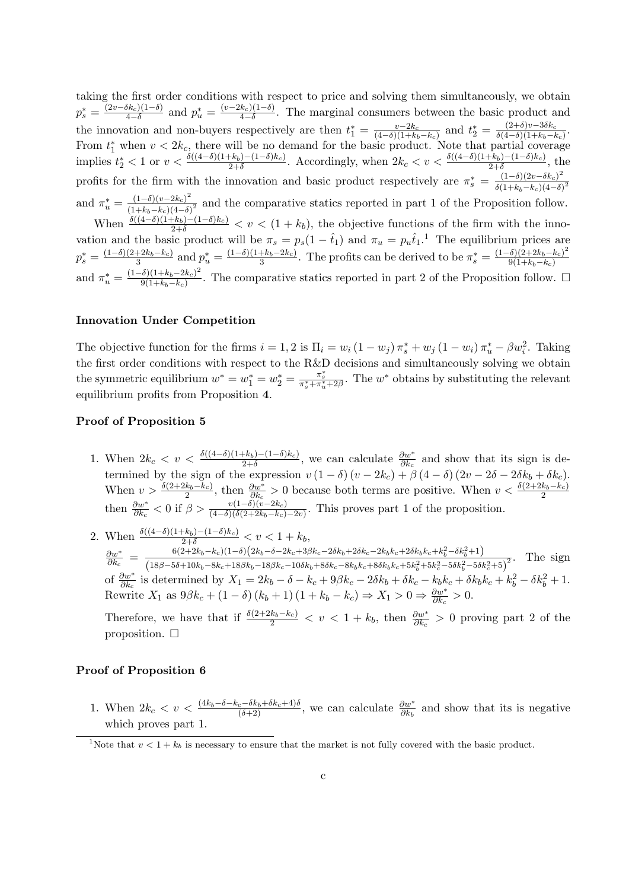taking the first order conditions with respect to price and solving them simultaneously, we obtain $p_s^* = \frac{(2v-\delta k_c)(1-\delta)}{4-\delta}$ and $p_u^* = \frac{(v-2k_c)(1-\delta)}{4-\delta}$. The marginal consumers between the basic product and the innovation and non-buyers respectively are then $t_1^* = \frac{v-2k_c}{(4-\delta)(1+k_b-k_c)}$ and $t_2^* = \frac{(2+\delta)v-3\delta k_c}{\delta(4-\delta)(1+k_b-k_c)}$. From $t_1^*$ when $v < 2k_c$, there will be no demand for the basic product. Note that partial coverage implies $t_2^* < 1$ or $v < \frac{\delta((4-\delta)(1+k_b)-(1-\delta)k_c)}{2+\delta}$. Accordingly, when $2k_c < v < \frac{\delta((4-\delta)(1+k_b)-(1-\delta)k_c)}{2+\delta}$, the profits for the firm with the innovation and basic product respectively are $\pi_s^* = \frac{(1-\delta)(2v-\delta k_c)^2}{\delta(1+k_b-k_c)(4-\delta)^2}$ and $\pi_u^* = \frac{(1-\delta)(v-2k_c)^2}{(1+k_b-k_c)(4-\delta)^2}$ and the comparative statics reported in part 1 of the Proposition follow.

When $\frac{\delta((4-\delta)(1+k_b)-(1-\delta)k_c)}{2+\delta} < v < (1+k_b)$, the objective functions of the firm with the innovation and the basic product will be $\pi_s = p_s(1-\hat{t}_1)$ and $\pi_u = p_u\hat{t}_1$.[1] The equilibrium prices are $p_s^* = \frac{(1-\delta)(2+2k_b-k_c)}{3}$ and $p_u^* = \frac{(1-\delta)(1+k_b-2k_c)}{3}$. The profits can be derived to be $\pi_s^* = \frac{(1-\delta)(2+2k_b-k_c)^2}{9(1+k_b-k_c)}$ and $\pi_u^* = \frac{(1-\delta)(1+k_b-2k_c)^2}{9(1+k_b-k_c)}$. The comparative statics reported in part 2 of the Proposition follow. □

#### Innovation Under Competition

The objective function for the firms $i = 1, 2$ is $\Pi_i = w_i(1-w_j)\pi_s^* + w_j(1-w_i)\pi_u^* - \beta w_i^2$. Taking the first order conditions with respect to the R&D decisions and simultaneously solving we obtain the symmetric equilibrium $w^* = w_1^* = w_2^* = \frac{\pi_s^*}{\pi_s^*+\pi_u^*+2\beta}$. The $w^*$ obtains by substituting the relevant equilibrium profits from Proposition **4**.

#### Proof of Proposition 5

1. When $2k_c < v < \frac{\delta((4-\delta)(1+k_b)-(1-\delta)k_c)}{2+\delta}$, we can calculate $\frac{\partial w^*}{\partial k_c}$ and show that its sign is determined by the sign of the expression $v(1-\delta)(v-2k_c) + \beta(4-\delta)(2v-2\delta-2\delta k_b+\delta k_c)$. When $v > \frac{\delta(2+2k_b-k_c)}{2}$, then $\frac{\partial w^*}{\partial k_c} > 0$ because both terms are positive. When $v < \frac{\delta(2+2k_b-k_c)}{2}$ then $\frac{\partial w^*}{\partial k_c} < 0$ if $\beta > \frac{v(1-\delta)(v-2k_c)}{(4-\delta)(\delta(2+2k_b-k_c)-2v)}$. This proves part 1 of the proposition.

2. When $\frac{\delta((4-\delta)(1+k_b)-(1-\delta)k_c)}{2+\delta} < v < 1+k_b$,
$\frac{\partial w^*}{\partial k_c} = \frac{6(2+2k_b-k_c)(1-\delta)\left(2k_b-\delta-2k_c+3\beta k_c-2\delta k_b+2\delta k_c-2k_bk_c+2\delta k_bk_c+k_b^2-\delta k_b^2+1\right)}{\left(18\beta-5\delta+10k_b-8k_c+18\beta k_b-18\beta k_c-10\delta k_b+8\delta k_c-8k_bk_c+8\delta k_bk_c+5k_b^2+5k_c^2-5\delta k_b^2-5\delta k_c^2+5\right)^2}$. The sign of $\frac{\partial w^*}{\partial k_c}$ is determined by $X_1 = 2k_b - \delta - k_c + 9\beta k_c - 2\delta k_b + \delta k_c - k_bk_c + \delta k_bk_c + k_b^2 - \delta k_b^2 + 1$. Rewrite $X_1$ as $9\beta k_c + (1-\delta)(k_b+1)(1+k_b-k_c) \Rightarrow X_1 > 0 \Rightarrow \frac{\partial w^*}{\partial k_c} > 0$.

   Therefore, we have that if $\frac{\delta(2+2k_b-k_c)}{2} < v < 1+k_b$, then $\frac{\partial w^*}{\partial k_c} > 0$ proving part 2 of the proposition. □

#### Proof of Proposition 6

1. When $2k_c < v < \frac{(4k_b-\delta-k_c-\delta k_b+\delta k_c+4)\delta}{(\delta+2)}$, we can calculate $\frac{\partial w^*}{\partial k_b}$ and show that its is negative which proves part 1.

[1] Note that $v < 1+k_b$ is necessary to ensure that the market is not fully covered with the basic product.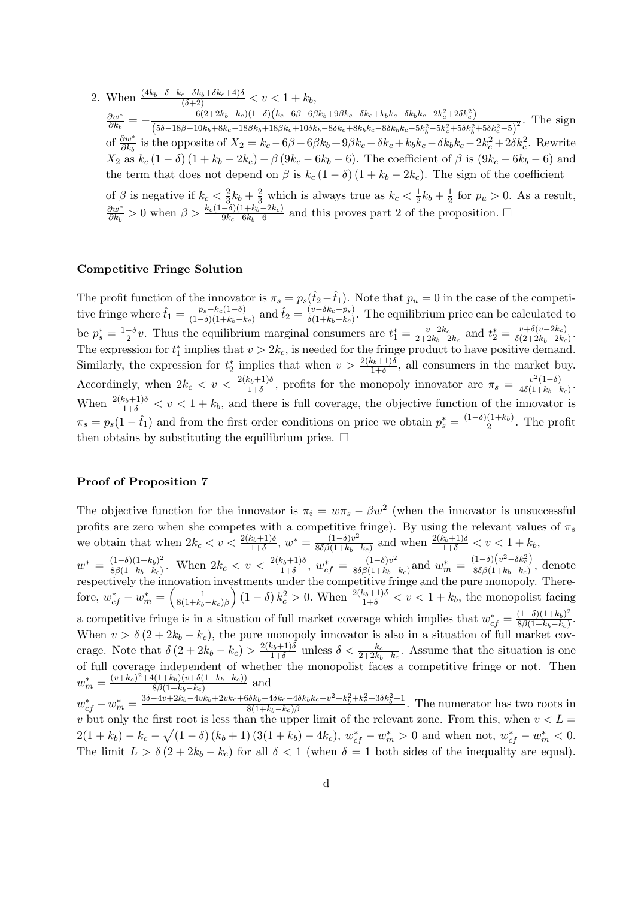2. When $\frac{(4k_b-\delta-k_c-\delta k_b+\delta k_c+4)\delta}{(\delta+2)} < v < 1+k_b$,
$\frac{\partial w^*}{\partial k_b} = -\frac{6(2+2k_b-k_c)(1-\delta)\left(k_c-6\beta-6\beta k_b+9\beta k_c-\delta k_c+k_b k_c-\delta k_b k_c-2k_c^2+2\delta k_c^2\right)}{\left(5\delta-18\beta-10k_b+8k_c-18\beta k_b+18\beta k_c+10\delta k_b-8\delta k_c+8k_b k_c-8\delta k_b k_c-5k_b^2-5k_c^2+5\delta k_b^2+5\delta k_c^2-5\right)^2}$. The sign of $\frac{\partial w^*}{\partial k_b}$ is the opposite of $X_2 = k_c-6\beta-6\beta k_b+9\beta k_c-\delta k_c+k_b k_c-\delta k_b k_c-2k_c^2+2\delta k_c^2$. Rewrite $X_2$ as $k_c(1-\delta)(1+k_b-2k_c)-\beta(9k_c-6k_b-6)$. The coefficient of $\beta$ is $(9k_c-6k_b-6)$ and the term that does not depend on $\beta$ is $k_c(1-\delta)(1+k_b-2k_c)$. The sign of the coefficient of $\beta$ is negative if $k_c < \frac{2}{3}k_b+\frac{2}{3}$ which is always true as $k_c < \frac{1}{2}k_b+\frac{1}{2}$ for $p_u > 0$. As a result, $\frac{\partial w^*}{\partial k_b} > 0$ when $\beta > \frac{k_c(1-\delta)(1+k_b-2k_c)}{9k_c-6k_b-6}$ and this proves part 2 of the proposition. □

**Competitive Fringe Solution**

The profit function of the innovator is $\pi_s = p_s(\hat{t}_2-\hat{t}_1)$. Note that $p_u = 0$ in the case of the competitive fringe where $\hat{t}_1 = \frac{p_s-k_c(1-\delta)}{(1-\delta)(1+k_b-k_c)}$ and $\hat{t}_2 = \frac{(v-\delta k_c-p_s)}{\delta(1+k_b-k_c)}$. The equilibrium price can be calculated to be $p_s^* = \frac{1-\delta}{2}v$. Thus the equilibrium marginal consumers are $t_1^* = \frac{v-2k_c}{2+2k_b-2k_c}$ and $t_2^* = \frac{v+\delta(v-2k_c)}{\delta(2+2k_b-2k_c)}$. The expression for $t_1^*$ implies that $v > 2k_c$, is needed for the fringe product to have positive demand. Similarly, the expression for $t_2^*$ implies that when $v > \frac{2(k_b+1)\delta}{1+\delta}$, all consumers in the market buy. Accordingly, when $2k_c < v < \frac{2(k_b+1)\delta}{1+\delta}$, profits for the monopoly innovator are $\pi_s = \frac{v^2(1-\delta)}{4\delta(1+k_b-k_c)}$. When $\frac{2(k_b+1)\delta}{1+\delta} < v < 1+k_b$, and there is full coverage, the objective function of the innovator is $\pi_s = p_s(1-\hat{t}_1)$ and from the first order conditions on price we obtain $p_s^* = \frac{(1-\delta)(1+k_b)}{2}$. The profit then obtains by substituting the equilibrium price. □

**Proof of Proposition 7**

The objective function for the innovator is $\pi_i = w\pi_s - \beta w^2$ (when the innovator is unsuccessful profits are zero when she competes with a competitive fringe). By using the relevant values of $\pi_s$ we obtain that when $2k_c < v < \frac{2(k_b+1)\delta}{1+\delta}$, $w^* = \frac{(1-\delta)v^2}{8\delta\beta(1+k_b-k_c)}$ and when $\frac{2(k_b+1)\delta}{1+\delta} < v < 1+k_b$, $w^* = \frac{(1-\delta)(1+k_b)^2}{8\beta(1+k_b-k_c)}$. When $2k_c < v < \frac{2(k_b+1)\delta}{1+\delta}$, $w_{cf}^* = \frac{(1-\delta)v^2}{8\delta\beta(1+k_b-k_c)}$and $w_m^* = \frac{(1-\delta)\left(v^2-\delta k_c^2\right)}{8\delta\beta(1+k_b-k_c)}$, denote respectively the innovation investments under the competitive fringe and the pure monopoly. Therefore, $w_{cf}^* - w_m^* = \left(\frac{1}{8(1+k_b-k_c)\beta}\right)(1-\delta)k_c^2 > 0$. When $\frac{2(k_b+1)\delta}{1+\delta} < v < 1+k_b$, the monopolist facing a competitive fringe is in a situation of full market coverage which implies that $w_{cf}^* = \frac{(1-\delta)(1+k_b)^2}{8\beta(1+k_b-k_c)}$. When $v > \delta(2+2k_b-k_c)$, the pure monopoly innovator is also in a situation of full market coverage. Note that $\delta(2+2k_b-k_c) > \frac{2(k_b+1)\delta}{1+\delta}$ unless $\delta < \frac{k_c}{2+2k_b-k_c}$. Assume that the situation is one of full coverage independent of whether the monopolist faces a competitive fringe or not. Then $w_m^* = \frac{(v+k_c)^2+4(1+k_b)(v+\delta(1+k_b-k_c))}{8\beta(1+k_b-k_c)}$ and
$w_{cf}^* - w_m^* = \frac{3\delta-4v+2k_b-4vk_b+2vk_c+6\delta k_b-4\delta k_c-4\delta k_b k_c+v^2+k_b^2+k_c^2+3\delta k_b^2+1}{8(1+k_b-k_c)\beta}$. The numerator has two roots in $v$ but only the first root is less than the upper limit of the relevant zone. From this, when $v < L = 2(1+k_b)-k_c-\sqrt{(1-\delta)(k_b+1)(3(1+k_b)-4k_c)}$, $w_{cf}^* - w_m^* > 0$ and when not, $w_{cf}^* - w_m^* < 0$. The limit $L > \delta(2+2k_b-k_c)$ for all $\delta < 1$ (when $\delta = 1$ both sides of the inequality are equal).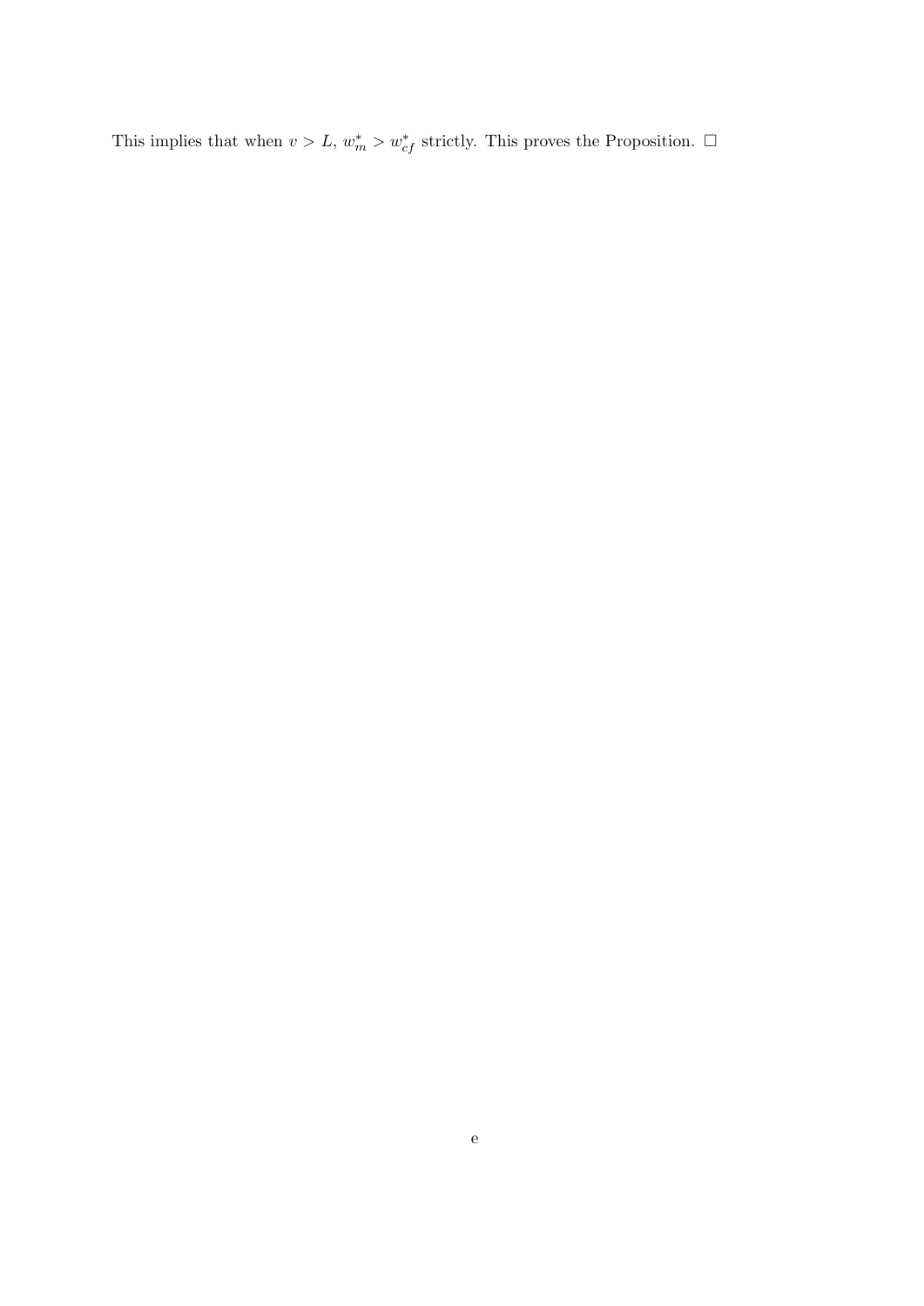This implies that when $v > L$, $w_m^* > w_{cf}^*$ strictly. This proves the Proposition. $\square$